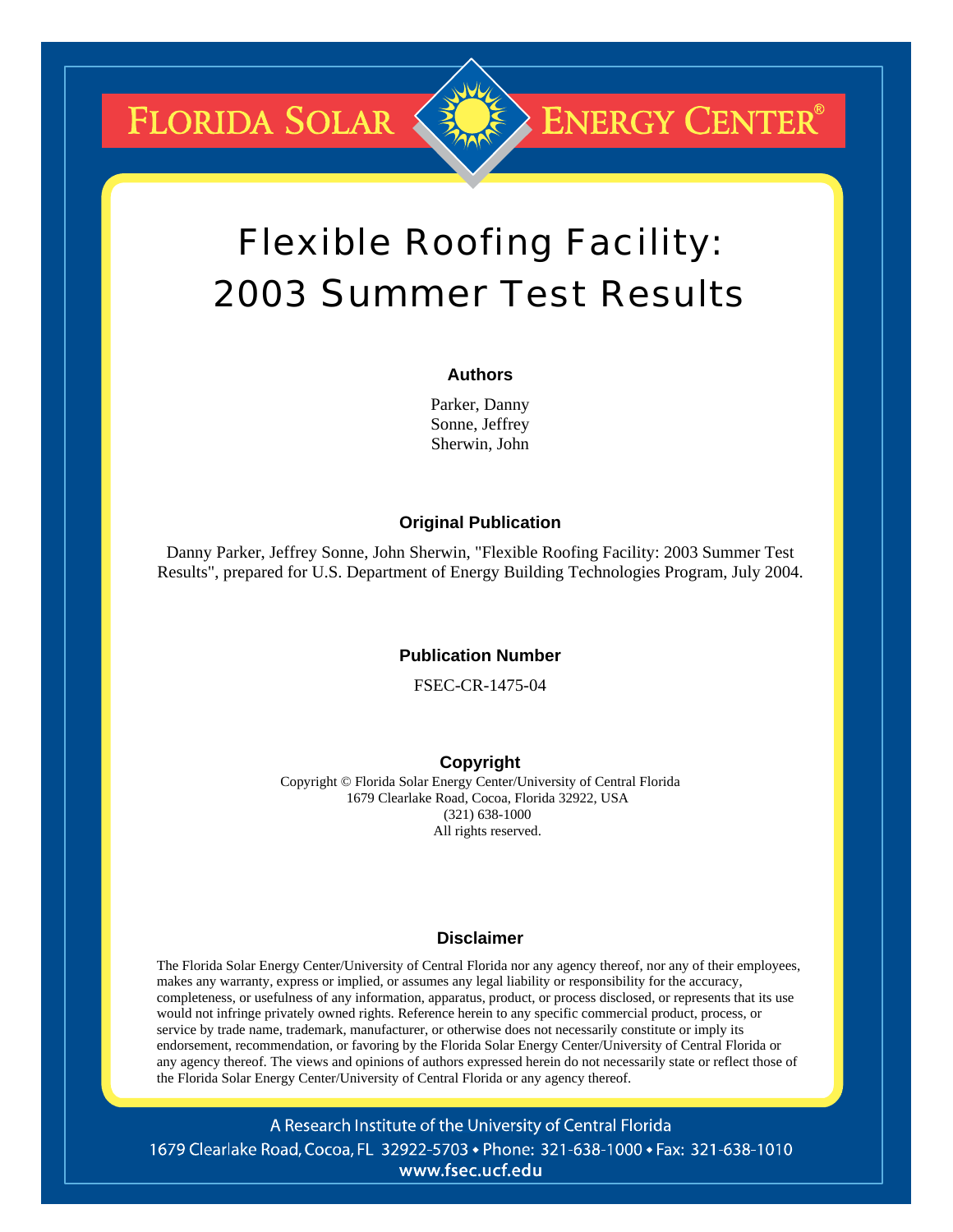FLORIDA SOLAR ENERGY CENTER®

# Flexible Roofing Facility: 2003 Summer Test Results

### Authors

Parker, Danny
Sonne, Jeffrey
Sherwin, John

### Original Publication

Danny Parker, Jeffrey Sonne, John Sherwin, "Flexible Roofing Facility: 2003 Summer Test Results", prepared for U.S. Department of Energy Building Technologies Program, July 2004.

### Publication Number

FSEC-CR-1475-04

### Copyright

Copyright © Florida Solar Energy Center/University of Central Florida
1679 Clearlake Road, Cocoa, Florida 32922, USA
(321) 638-1000
All rights reserved.

### Disclaimer

The Florida Solar Energy Center/University of Central Florida nor any agency thereof, nor any of their employees, makes any warranty, express or implied, or assumes any legal liability or responsibility for the accuracy, completeness, or usefulness of any information, apparatus, product, or process disclosed, or represents that its use would not infringe privately owned rights. Reference herein to any specific commercial product, process, or service by trade name, trademark, manufacturer, or otherwise does not necessarily constitute or imply its endorsement, recommendation, or favoring by the Florida Solar Energy Center/University of Central Florida or any agency thereof. The views and opinions of authors expressed herein do not necessarily state or reflect those of the Florida Solar Energy Center/University of Central Florida or any agency thereof.

A Research Institute of the University of Central Florida
1679 Clearlake Road, Cocoa, FL 32922-5703 • Phone: 321-638-1000 • Fax: 321-638-1010
www.fsec.ucf.edu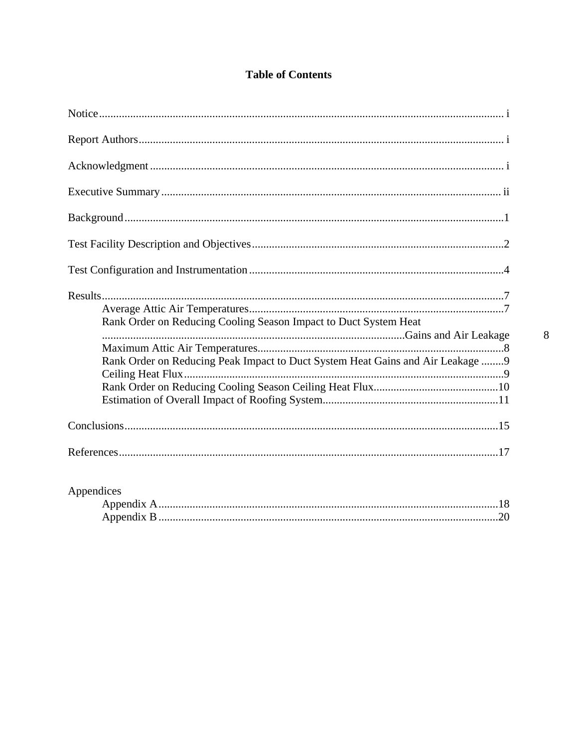# Table of Contents

Notice ........................................................................................................................... i

Report Authors ............................................................................................................... i

Acknowledgment ........................................................................................................... i

Executive Summary ....................................................................................................... ii

Background ....................................................................................................................1

Test Facility Description and Objectives ........................................................................2

Test Configuration and Instrumentation .........................................................................4

Results ...........................................................................................................................7
- Average Attic Air Temperatures ..........................................................................7
- Rank Order on Reducing Cooling Season Impact to Duct System Heat Gains and Air Leakage ..........................................................................8
- Maximum Attic Air Temperatures ......................................................................8
- Rank Order on Reducing Peak Impact to Duct System Heat Gains and Air Leakage ........9
- Ceiling Heat Flux ................................................................................................9
- Rank Order on Reducing Cooling Season Ceiling Heat Flux ............................................10
- Estimation of Overall Impact of Roofing System .............................................................11

Conclusions ..................................................................................................................15

References ....................................................................................................................17

Appendices
- Appendix A .......................................................................................................18
- Appendix B .......................................................................................................20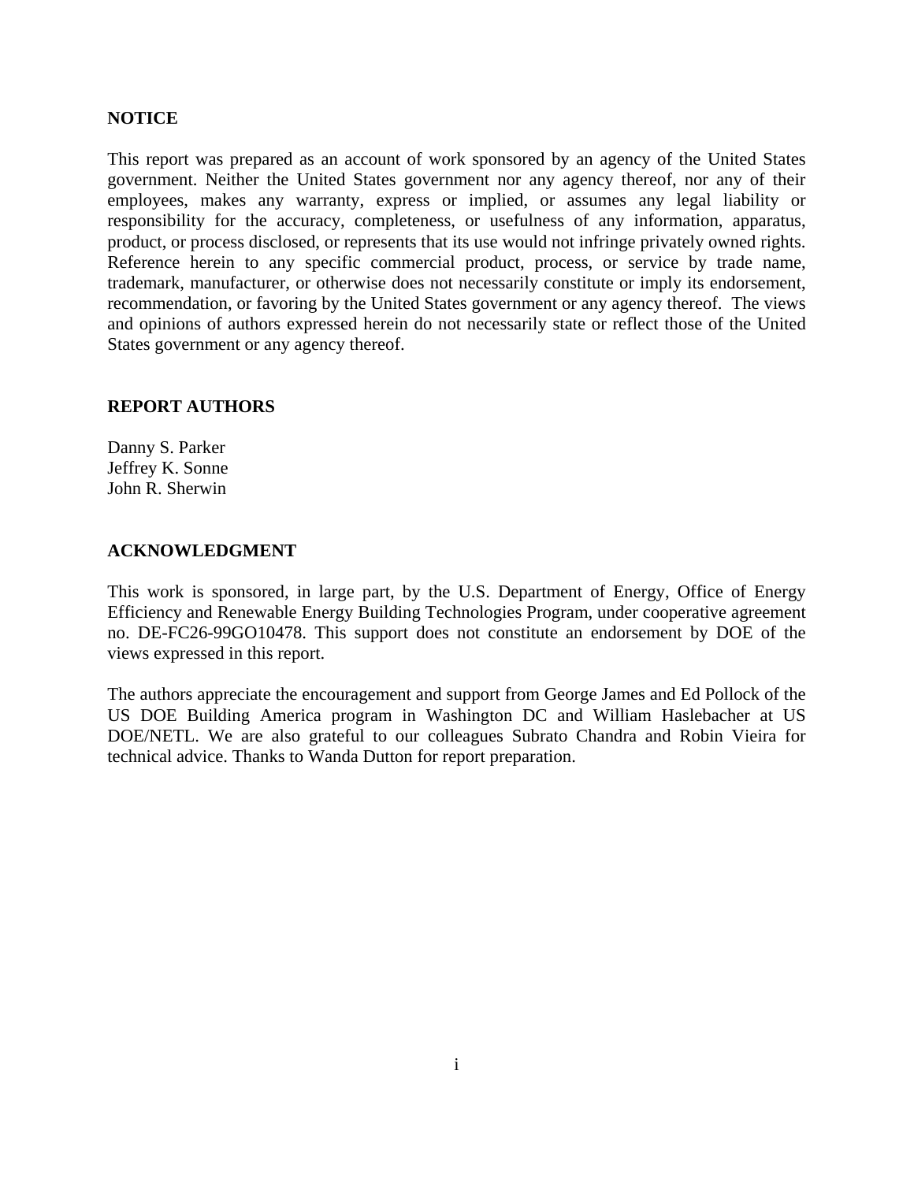## NOTICE

This report was prepared as an account of work sponsored by an agency of the United States government. Neither the United States government nor any agency thereof, nor any of their employees, makes any warranty, express or implied, or assumes any legal liability or responsibility for the accuracy, completeness, or usefulness of any information, apparatus, product, or process disclosed, or represents that its use would not infringe privately owned rights. Reference herein to any specific commercial product, process, or service by trade name, trademark, manufacturer, or otherwise does not necessarily constitute or imply its endorsement, recommendation, or favoring by the United States government or any agency thereof. The views and opinions of authors expressed herein do not necessarily state or reflect those of the United States government or any agency thereof.

## REPORT AUTHORS

Danny S. Parker
Jeffrey K. Sonne
John R. Sherwin

## ACKNOWLEDGMENT

This work is sponsored, in large part, by the U.S. Department of Energy, Office of Energy Efficiency and Renewable Energy Building Technologies Program, under cooperative agreement no. DE-FC26-99GO10478. This support does not constitute an endorsement by DOE of the views expressed in this report.

The authors appreciate the encouragement and support from George James and Ed Pollock of the US DOE Building America program in Washington DC and William Haslebacher at US DOE/NETL. We are also grateful to our colleagues Subrato Chandra and Robin Vieira for technical advice. Thanks to Wanda Dutton for report preparation.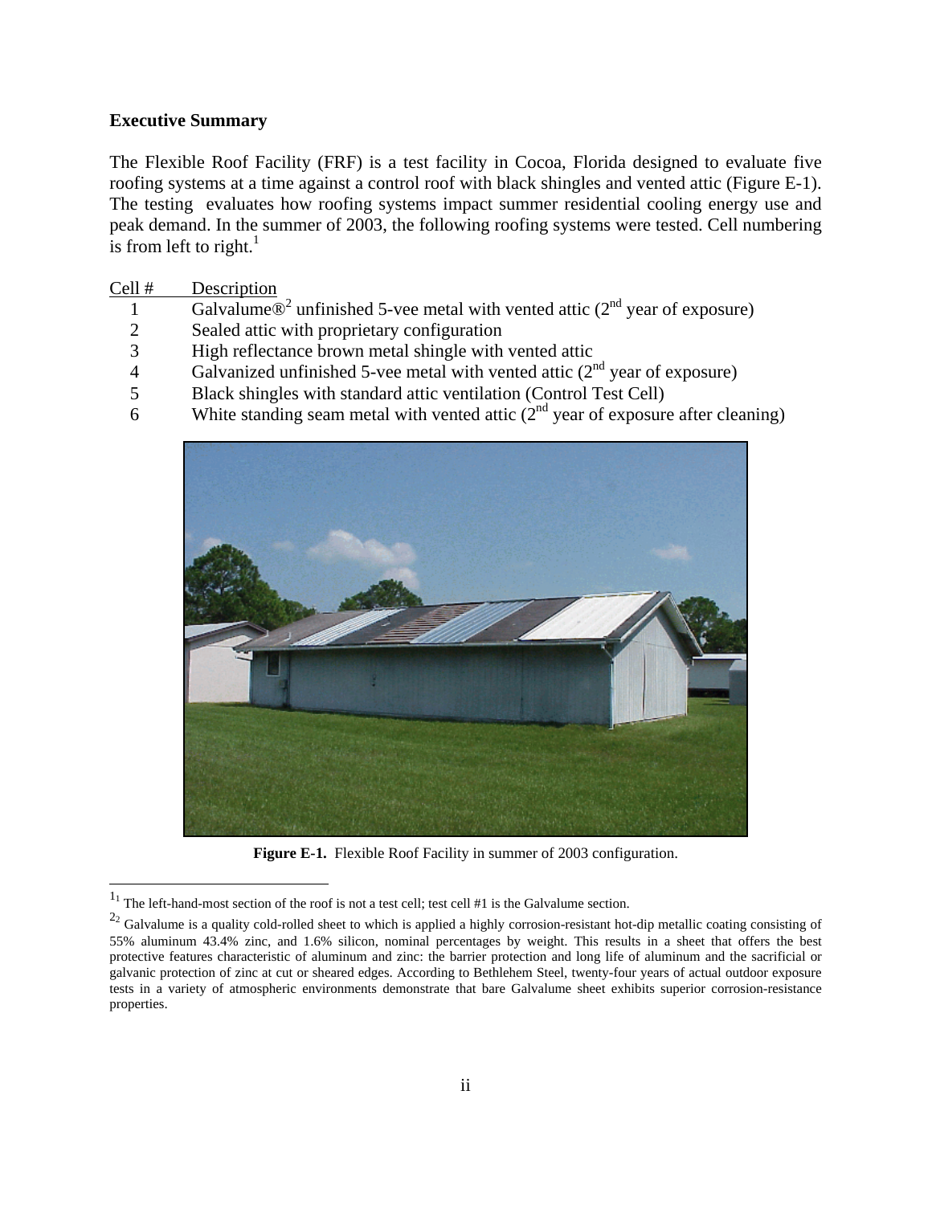**Executive Summary**

The Flexible Roof Facility (FRF) is a test facility in Cocoa, Florida designed to evaluate five roofing systems at a time against a control roof with black shingles and vented attic (Figure E-1). The testing evaluates how roofing systems impact summer residential cooling energy use and peak demand. In the summer of 2003, the following roofing systems were tested. Cell numbering is from left to right.[1]

| Cell # | Description |
|---|---|
| 1 | Galvalume®[2] unfinished 5-vee metal with vented attic (2nd year of exposure) |
| 2 | Sealed attic with proprietary configuration |
| 3 | High reflectance brown metal shingle with vented attic |
| 4 | Galvanized unfinished 5-vee metal with vented attic (2nd year of exposure) |
| 5 | Black shingles with standard attic ventilation (Control Test Cell) |
| 6 | White standing seam metal with vented attic (2nd year of exposure after cleaning) |

**Figure E-1.** Flexible Roof Facility in summer of 2003 configuration.

[1] The left-hand-most section of the roof is not a test cell; test cell #1 is the Galvalume section.

[2] Galvalume is a quality cold-rolled sheet to which is applied a highly corrosion-resistant hot-dip metallic coating consisting of 55% aluminum 43.4% zinc, and 1.6% silicon, nominal percentages by weight. This results in a sheet that offers the best protective features characteristic of aluminum and zinc: the barrier protection and long life of aluminum and the sacrificial or galvanic protection of zinc at cut or sheared edges. According to Bethlehem Steel, twenty-four years of actual outdoor exposure tests in a variety of atmospheric environments demonstrate that bare Galvalume sheet exhibits superior corrosion-resistance properties.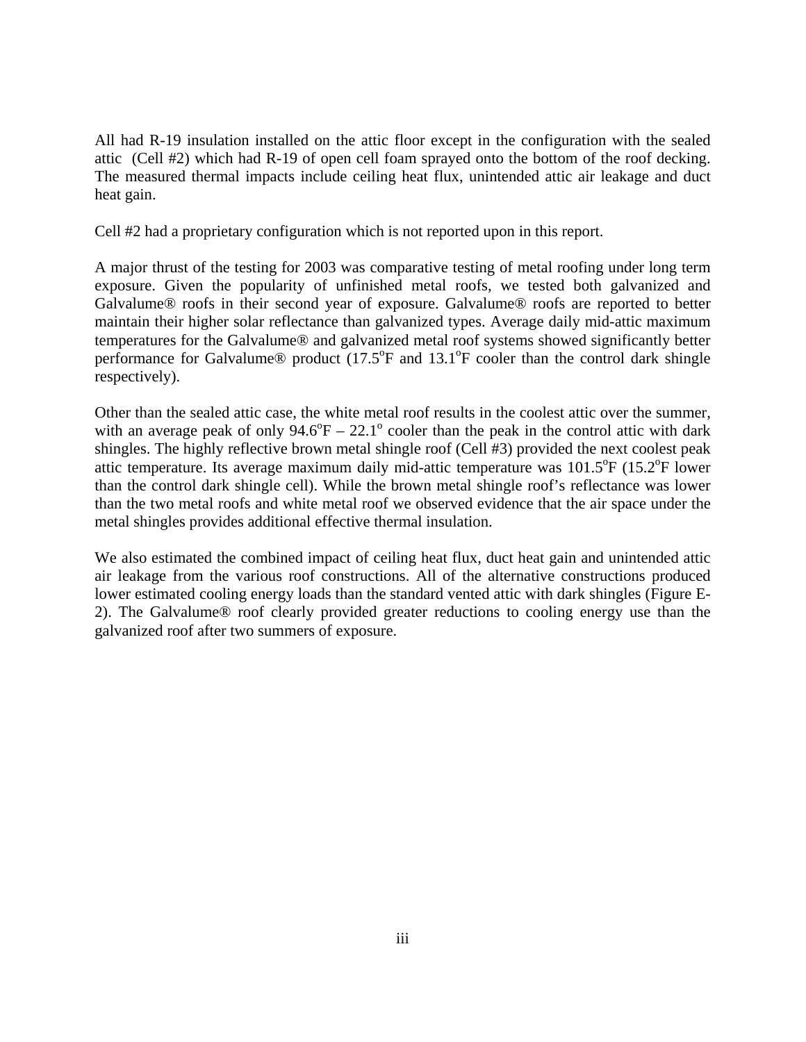All had R-19 insulation installed on the attic floor except in the configuration with the sealed attic (Cell #2) which had R-19 of open cell foam sprayed onto the bottom of the roof decking. The measured thermal impacts include ceiling heat flux, unintended attic air leakage and duct heat gain.

Cell #2 had a proprietary configuration which is not reported upon in this report.

A major thrust of the testing for 2003 was comparative testing of metal roofing under long term exposure. Given the popularity of unfinished metal roofs, we tested both galvanized and Galvalume® roofs in their second year of exposure. Galvalume® roofs are reported to better maintain their higher solar reflectance than galvanized types. Average daily mid-attic maximum temperatures for the Galvalume® and galvanized metal roof systems showed significantly better performance for Galvalume® product (17.5$^{o}$F and 13.1$^{o}$F cooler than the control dark shingle respectively).

Other than the sealed attic case, the white metal roof results in the coolest attic over the summer, with an average peak of only 94.6$^{o}$F – 22.1$^{o}$ cooler than the peak in the control attic with dark shingles. The highly reflective brown metal shingle roof (Cell #3) provided the next coolest peak attic temperature. Its average maximum daily mid-attic temperature was 101.5$^{o}$F (15.2$^{o}$F lower than the control dark shingle cell). While the brown metal shingle roof's reflectance was lower than the two metal roofs and white metal roof we observed evidence that the air space under the metal shingles provides additional effective thermal insulation.

We also estimated the combined impact of ceiling heat flux, duct heat gain and unintended attic air leakage from the various roof constructions. All of the alternative constructions produced lower estimated cooling energy loads than the standard vented attic with dark shingles (Figure E-2). The Galvalume® roof clearly provided greater reductions to cooling energy use than the galvanized roof after two summers of exposure.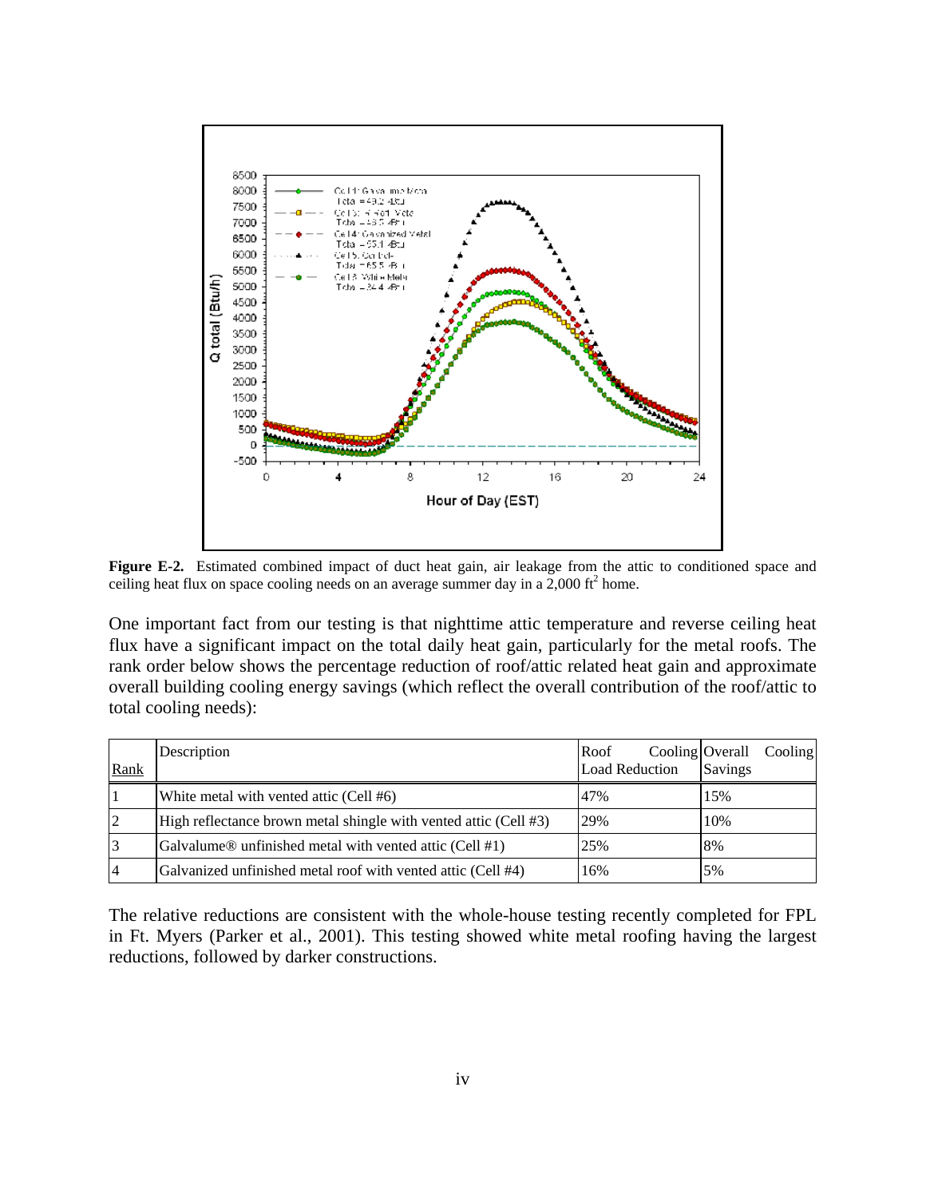8500
8000
7500
7000
6500
6000
5500
5000
4500
4000
3500
3000
2500
2000
1500
1000
500
0
-500

Q total (Btu/h)

Cell 1: Galvalume Metal Total = 49.2 kBtu
Cell 3: 4-Roof Metal Total = 43.5 kBtu
Cell 4: Galvanized Metal Total = 55.1 kBtu
Cell 5: Control Total = 65.5 kBtu
Cell 6: White Metal Total = 34.4 kBtu

0 4 8 12 16 20 24

Hour of Day (EST)

**Figure E-2.** Estimated combined impact of duct heat gain, air leakage from the attic to conditioned space and ceiling heat flux on space cooling needs on an average summer day in a 2,000 ft$^2$ home.

One important fact from our testing is that nighttime attic temperature and reverse ceiling heat flux have a significant impact on the total daily heat gain, particularly for the metal roofs. The rank order below shows the percentage reduction of roof/attic related heat gain and approximate overall building cooling energy savings (which reflect the overall contribution of the roof/attic to total cooling needs):

| Rank | Description | Roof Cooling Load Reduction | Overall Cooling Savings |
|---|---|---|---|
| 1 | White metal with vented attic (Cell #6) | 47% | 15% |
| 2 | High reflectance brown metal shingle with vented attic (Cell #3) | 29% | 10% |
| 3 | Galvalume® unfinished metal with vented attic (Cell #1) | 25% | 8% |
| 4 | Galvanized unfinished metal roof with vented attic (Cell #4) | 16% | 5% |

The relative reductions are consistent with the whole-house testing recently completed for FPL in Ft. Myers (Parker et al., 2001). This testing showed white metal roofing having the largest reductions, followed by darker constructions.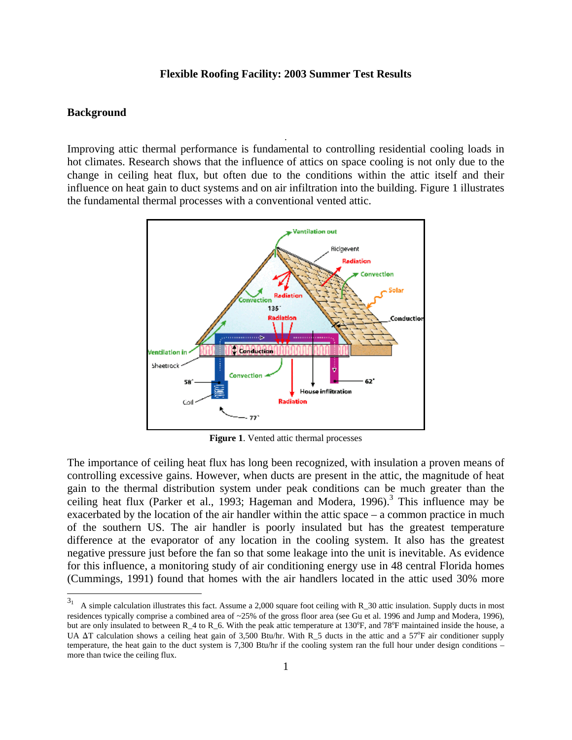**Flexible Roofing Facility: 2003 Summer Test Results**

## Background

Improving attic thermal performance is fundamental to controlling residential cooling loads in hot climates. Research shows that the influence of attics on space cooling is not only due to the change in ceiling heat flux, but often due to the conditions within the attic itself and their influence on heat gain to duct systems and on air infiltration into the building. Figure 1 illustrates the fundamental thermal processes with a conventional vented attic.

Ventilation out
Ridgevent
Radiation
Convection
Solar
Convection
Radiation
135˚
Radiation
Conduction
Ventilation in
Conduction
Sheetrock
Convection
58˚
62˚
Coil
House infiltration
Radiation
77˚

**Figure 1**. Vented attic thermal processes

The importance of ceiling heat flux has long been recognized, with insulation a proven means of controlling excessive gains. However, when ducts are present in the attic, the magnitude of heat gain to the thermal distribution system under peak conditions can be much greater than the ceiling heat flux (Parker et al., 1993; Hageman and Modera, 1996).[3] This influence may be exacerbated by the location of the air handler within the attic space – a common practice in much of the southern US. The air handler is poorly insulated but has the greatest temperature difference at the evaporator of any location in the cooling system. It also has the greatest negative pressure just before the fan so that some leakage into the unit is inevitable. As evidence for this influence, a monitoring study of air conditioning energy use in 48 central Florida homes (Cummings, 1991) found that homes with the air handlers located in the attic used 30% more

---

[3]1 A simple calculation illustrates this fact. Assume a 2,000 square foot ceiling with R_30 attic insulation. Supply ducts in most residences typically comprise a combined area of ~25% of the gross floor area (see Gu et al. 1996 and Jump and Modera, 1996), but are only insulated to between R_4 to R_6. With the peak attic temperature at 130°F, and 78°F maintained inside the house, a UA $\Delta T$ calculation shows a ceiling heat gain of 3,500 Btu/hr. With R_5 ducts in the attic and a 57°F air conditioner supply temperature, the heat gain to the duct system is 7,300 Btu/hr if the cooling system ran the full hour under design conditions – more than twice the ceiling flux.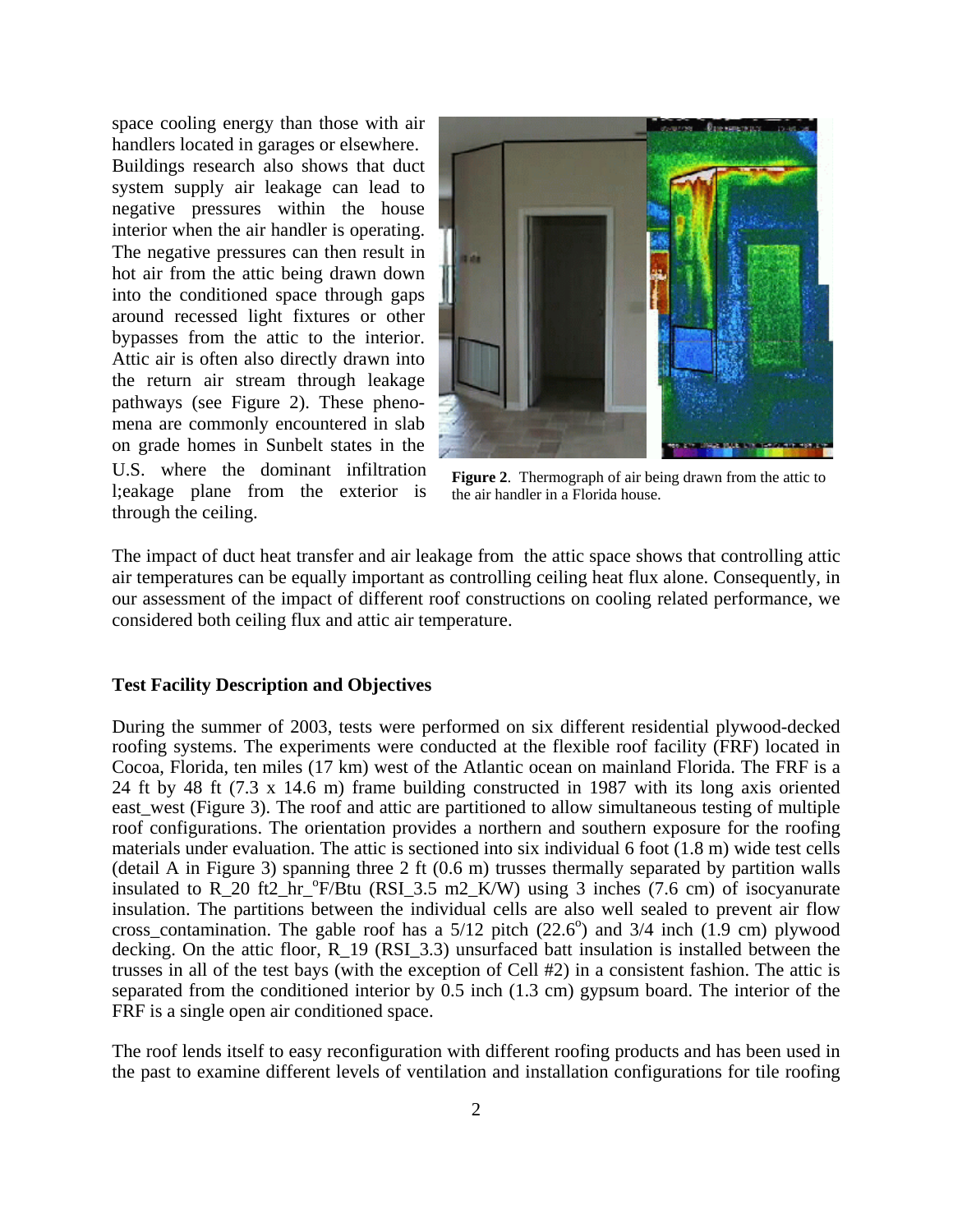space cooling energy than those with air handlers located in garages or elsewhere. Buildings research also shows that duct system supply air leakage can lead to negative pressures within the house interior when the air handler is operating. The negative pressures can then result in hot air from the attic being drawn down into the conditioned space through gaps around recessed light fixtures or other bypasses from the attic to the interior. Attic air is often also directly drawn into the return air stream through leakage pathways (see Figure 2). These phenomena are commonly encountered in slab on grade homes in Sunbelt states in the U.S. where the dominant infiltration l;eakage plane from the exterior is through the ceiling.

**Figure 2**. Thermograph of air being drawn from the attic to the air handler in a Florida house.

The impact of duct heat transfer and air leakage from the attic space shows that controlling attic air temperatures can be equally important as controlling ceiling heat flux alone. Consequently, in our assessment of the impact of different roof constructions on cooling related performance, we considered both ceiling flux and attic air temperature.

**Test Facility Description and Objectives**

During the summer of 2003, tests were performed on six different residential plywood-decked roofing systems. The experiments were conducted at the flexible roof facility (FRF) located in Cocoa, Florida, ten miles (17 km) west of the Atlantic ocean on mainland Florida. The FRF is a 24 ft by 48 ft (7.3 x 14.6 m) frame building constructed in 1987 with its long axis oriented east_west (Figure 3). The roof and attic are partitioned to allow simultaneous testing of multiple roof configurations. The orientation provides a northern and southern exposure for the roofing materials under evaluation. The attic is sectioned into six individual 6 foot (1.8 m) wide test cells (detail A in Figure 3) spanning three 2 ft (0.6 m) trusses thermally separated by partition walls insulated to R_20 ft2_hr_°F/Btu (RSI_3.5 m2_K/W) using 3 inches (7.6 cm) of isocyanurate insulation. The partitions between the individual cells are also well sealed to prevent air flow cross_contamination. The gable roof has a 5/12 pitch (22.6°) and 3/4 inch (1.9 cm) plywood decking. On the attic floor, R_19 (RSI_3.3) unsurfaced batt insulation is installed between the trusses in all of the test bays (with the exception of Cell #2) in a consistent fashion. The attic is separated from the conditioned interior by 0.5 inch (1.3 cm) gypsum board. The interior of the FRF is a single open air conditioned space.

The roof lends itself to easy reconfiguration with different roofing products and has been used in the past to examine different levels of ventilation and installation configurations for tile roofing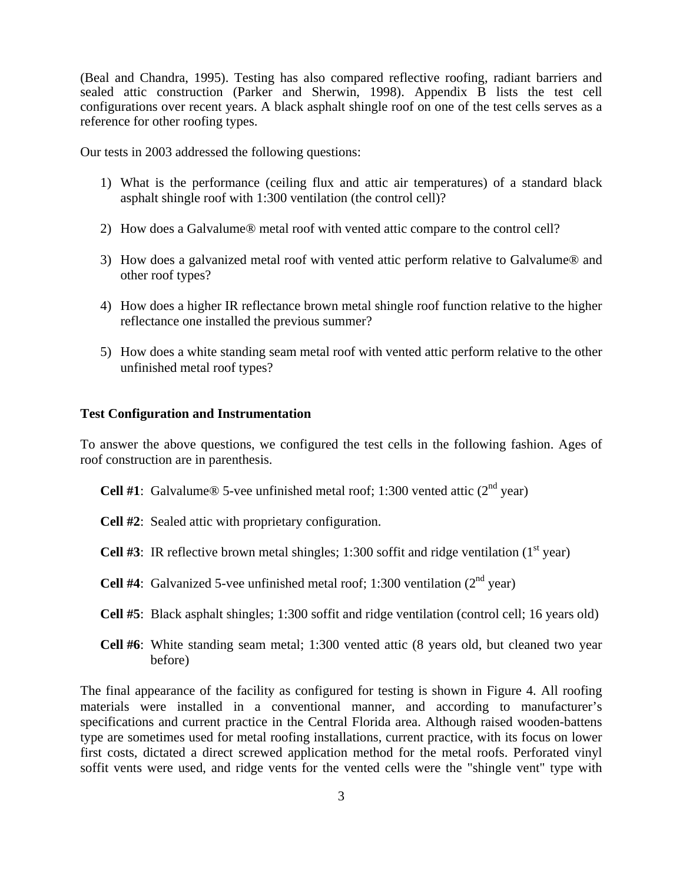(Beal and Chandra, 1995). Testing has also compared reflective roofing, radiant barriers and sealed attic construction (Parker and Sherwin, 1998). Appendix B lists the test cell configurations over recent years. A black asphalt shingle roof on one of the test cells serves as a reference for other roofing types.

Our tests in 2003 addressed the following questions:

1) What is the performance (ceiling flux and attic air temperatures) of a standard black asphalt shingle roof with 1:300 ventilation (the control cell)?

2) How does a Galvalume® metal roof with vented attic compare to the control cell?

3) How does a galvanized metal roof with vented attic perform relative to Galvalume® and other roof types?

4) How does a higher IR reflectance brown metal shingle roof function relative to the higher reflectance one installed the previous summer?

5) How does a white standing seam metal roof with vented attic perform relative to the other unfinished metal roof types?

### Test Configuration and Instrumentation

To answer the above questions, we configured the test cells in the following fashion. Ages of roof construction are in parenthesis.

**Cell #1**: Galvalume® 5-vee unfinished metal roof; 1:300 vented attic (2nd year)

**Cell #2**: Sealed attic with proprietary configuration.

**Cell #3**: IR reflective brown metal shingles; 1:300 soffit and ridge ventilation (1st year)

**Cell #4**: Galvanized 5-vee unfinished metal roof; 1:300 ventilation (2nd year)

**Cell #5**: Black asphalt shingles; 1:300 soffit and ridge ventilation (control cell; 16 years old)

**Cell #6**: White standing seam metal; 1:300 vented attic (8 years old, but cleaned two year before)

The final appearance of the facility as configured for testing is shown in Figure 4. All roofing materials were installed in a conventional manner, and according to manufacturer's specifications and current practice in the Central Florida area. Although raised wooden-battens type are sometimes used for metal roofing installations, current practice, with its focus on lower first costs, dictated a direct screwed application method for the metal roofs. Perforated vinyl soffit vents were used, and ridge vents for the vented cells were the "shingle vent" type with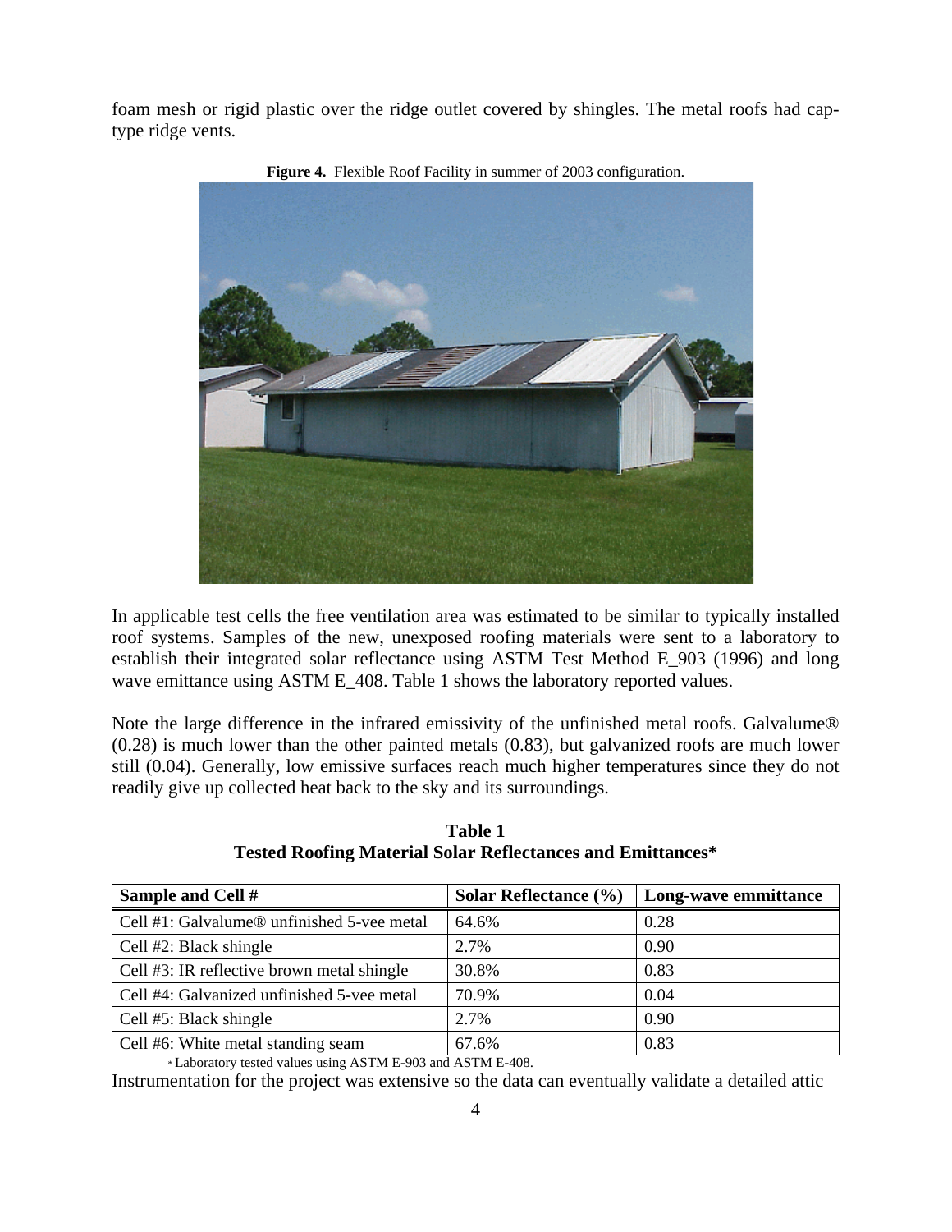foam mesh or rigid plastic over the ridge outlet covered by shingles. The metal roofs had cap-type ridge vents.

**Figure 4.** Flexible Roof Facility in summer of 2003 configuration.

In applicable test cells the free ventilation area was estimated to be similar to typically installed roof systems. Samples of the new, unexposed roofing materials were sent to a laboratory to establish their integrated solar reflectance using ASTM Test Method E_903 (1996) and long wave emittance using ASTM E_408. Table 1 shows the laboratory reported values.

Note the large difference in the infrared emissivity of the unfinished metal roofs. Galvalume® (0.28) is much lower than the other painted metals (0.83), but galvanized roofs are much lower still (0.04). Generally, low emissive surfaces reach much higher temperatures since they do not readily give up collected heat back to the sky and its surroundings.

**Table 1**
**Tested Roofing Material Solar Reflectances and Emittances***

| Sample and Cell # | Solar Reflectance (%) | Long-wave emmittance |
|---|---|---|
| Cell #1: Galvalume® unfinished 5-vee metal | 64.6% | 0.28 |
| Cell #2: Black shingle | 2.7% | 0.90 |
| Cell #3: IR reflective brown metal shingle | 30.8% | 0.83 |
| Cell #4: Galvanized unfinished 5-vee metal | 70.9% | 0.04 |
| Cell #5: Black shingle | 2.7% | 0.90 |
| Cell #6: White metal standing seam | 67.6% | 0.83 |

* Laboratory tested values using ASTM E-903 and ASTM E-408.

Instrumentation for the project was extensive so the data can eventually validate a detailed attic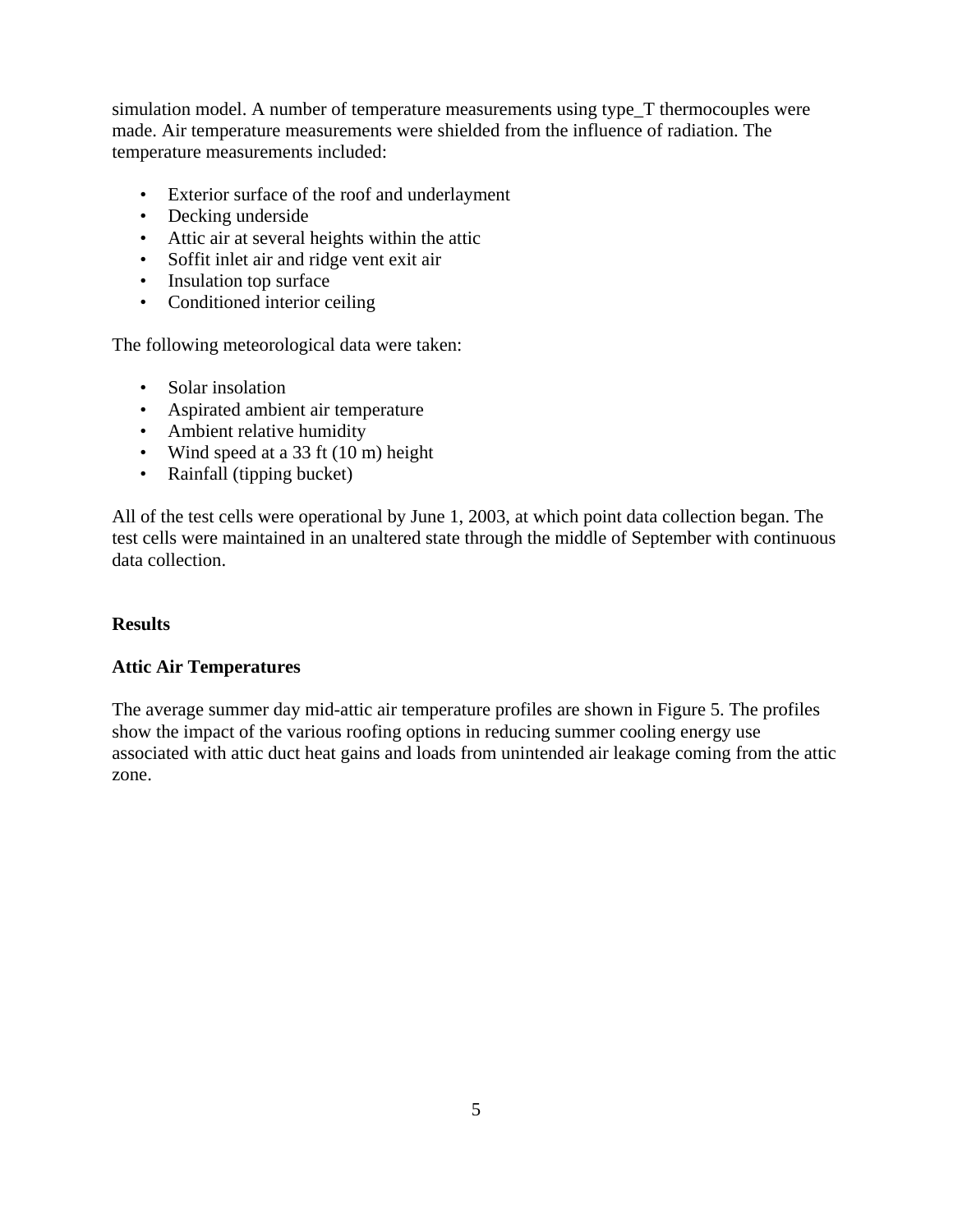simulation model. A number of temperature measurements using type_T thermocouples were made. Air temperature measurements were shielded from the influence of radiation. The temperature measurements included:

- Exterior surface of the roof and underlayment
- Decking underside
- Attic air at several heights within the attic
- Soffit inlet air and ridge vent exit air
- Insulation top surface
- Conditioned interior ceiling

The following meteorological data were taken:

- Solar insolation
- Aspirated ambient air temperature
- Ambient relative humidity
- Wind speed at a 33 ft (10 m) height
- Rainfall (tipping bucket)

All of the test cells were operational by June 1, 2003, at which point data collection began. The test cells were maintained in an unaltered state through the middle of September with continuous data collection.

## Results

### Attic Air Temperatures

The average summer day mid-attic air temperature profiles are shown in Figure 5. The profiles show the impact of the various roofing options in reducing summer cooling energy use associated with attic duct heat gains and loads from unintended air leakage coming from the attic zone.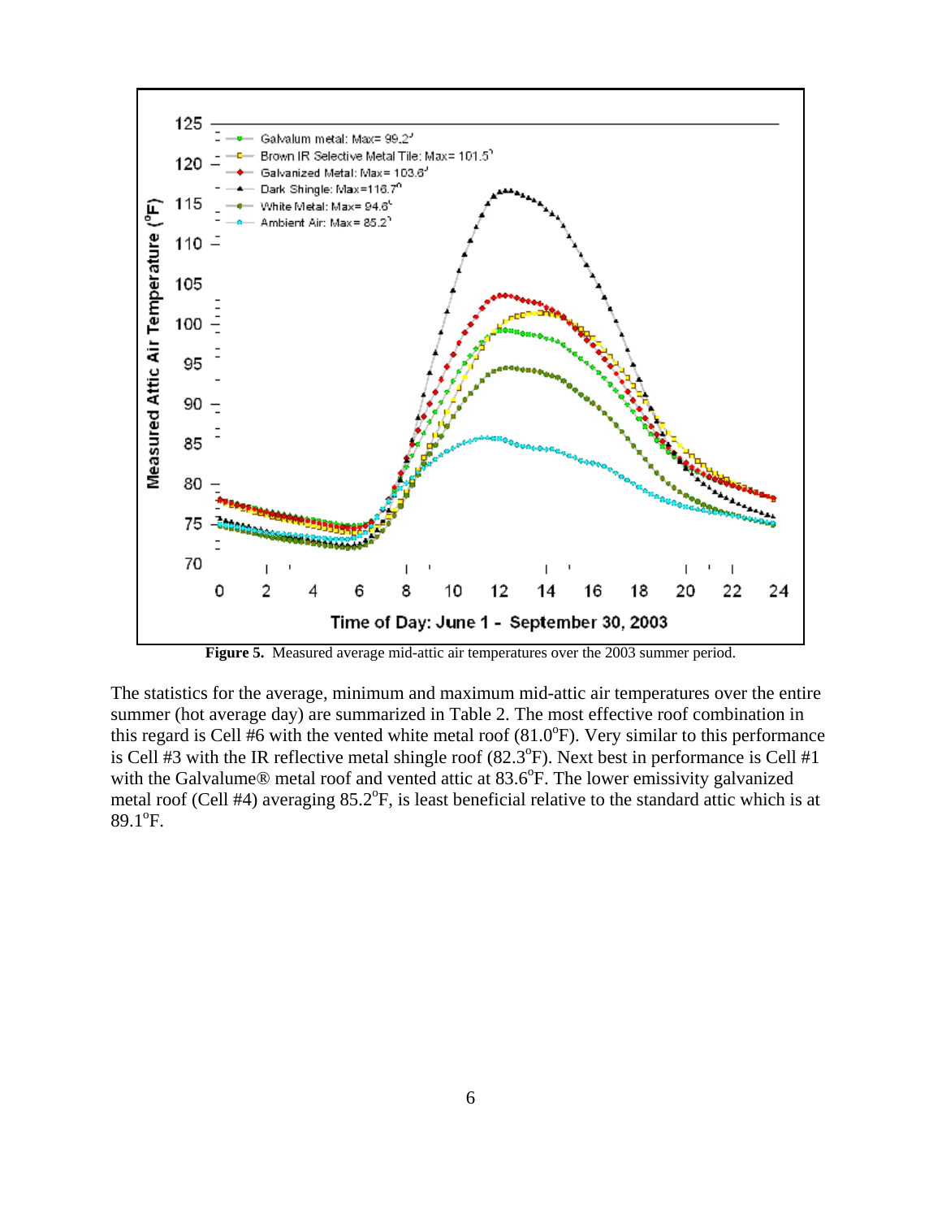125

120

115

110

105

100

95

90

85

80

75

70

Measured Attic Air Temperature (°F)

Galvalum metal: Max= 99.2°

Brown IR Selective Metal Tile: Max= 101.5°

Galvanized Metal: Max= 103.6°

Dark Shingle: Max=116.7°

White Metal: Max= 94.6°

Ambient Air: Max= 85.2°

0 2 4 6 8 10 12 14 16 18 20 22 24

Time of Day: June 1 - September 30, 2003

**Figure 5.** Measured average mid-attic air temperatures over the 2003 summer period.

The statistics for the average, minimum and maximum mid-attic air temperatures over the entire summer (hot average day) are summarized in Table 2. The most effective roof combination in this regard is Cell #6 with the vented white metal roof (81.0°F). Very similar to this performance is Cell #3 with the IR reflective metal shingle roof (82.3°F). Next best in performance is Cell #1 with the Galvalume® metal roof and vented attic at 83.6°F. The lower emissivity galvanized metal roof (Cell #4) averaging 85.2°F, is least beneficial relative to the standard attic which is at 89.1°F.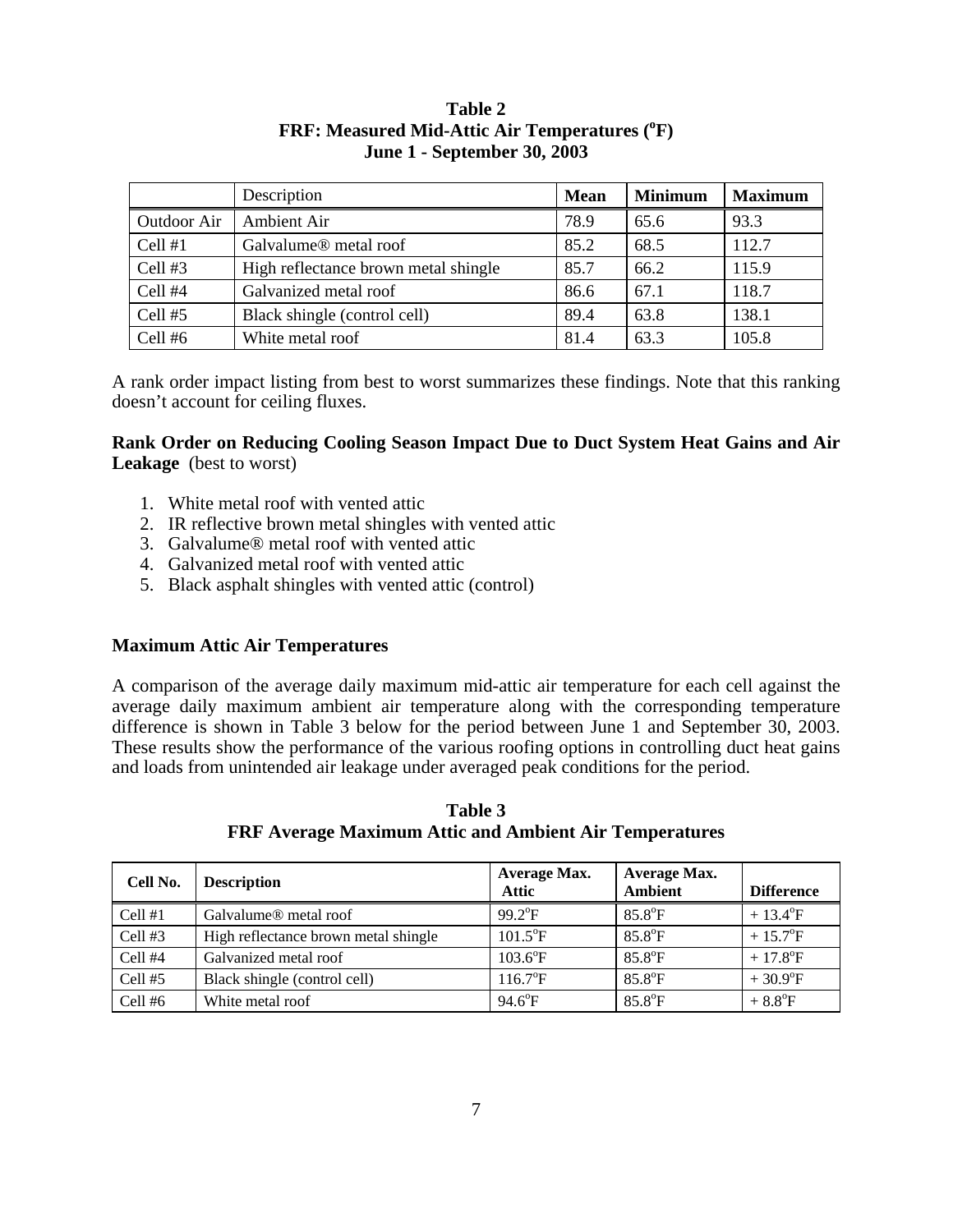**Table 2**
**FRF: Measured Mid-Attic Air Temperatures (°F)**
**June 1 - September 30, 2003**

| | Description | Mean | Minimum | Maximum |
|---|---|---|---|---|
| Outdoor Air | Ambient Air | 78.9 | 65.6 | 93.3 |
| Cell #1 | Galvalume® metal roof | 85.2 | 68.5 | 112.7 |
| Cell #3 | High reflectance brown metal shingle | 85.7 | 66.2 | 115.9 |
| Cell #4 | Galvanized metal roof | 86.6 | 67.1 | 118.7 |
| Cell #5 | Black shingle (control cell) | 89.4 | 63.8 | 138.1 |
| Cell #6 | White metal roof | 81.4 | 63.3 | 105.8 |

A rank order impact listing from best to worst summarizes these findings. Note that this ranking doesn't account for ceiling fluxes.

**Rank Order on Reducing Cooling Season Impact Due to Duct System Heat Gains and Air Leakage** (best to worst)

1. White metal roof with vented attic
2. IR reflective brown metal shingles with vented attic
3. Galvalume® metal roof with vented attic
4. Galvanized metal roof with vented attic
5. Black asphalt shingles with vented attic (control)

### Maximum Attic Air Temperatures

A comparison of the average daily maximum mid-attic air temperature for each cell against the average daily maximum ambient air temperature along with the corresponding temperature difference is shown in Table 3 below for the period between June 1 and September 30, 2003. These results show the performance of the various roofing options in controlling duct heat gains and loads from unintended air leakage under averaged peak conditions for the period.

**Table 3**
**FRF Average Maximum Attic and Ambient Air Temperatures**

| Cell No. | Description | Average Max. Attic | Average Max. Ambient | Difference |
|---|---|---|---|---|
| Cell #1 | Galvalume® metal roof | 99.2°F | 85.8°F | + 13.4°F |
| Cell #3 | High reflectance brown metal shingle | 101.5°F | 85.8°F | + 15.7°F |
| Cell #4 | Galvanized metal roof | 103.6°F | 85.8°F | + 17.8°F |
| Cell #5 | Black shingle (control cell) | 116.7°F | 85.8°F | + 30.9°F |
| Cell #6 | White metal roof | 94.6°F | 85.8°F | + 8.8°F |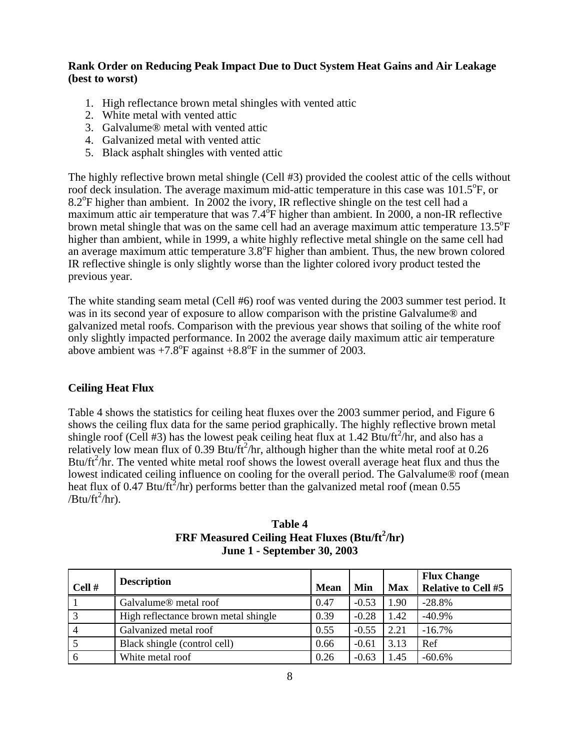**Rank Order on Reducing Peak Impact Due to Duct System Heat Gains and Air Leakage (best to worst)**

1. High reflectance brown metal shingles with vented attic
2. White metal with vented attic
3. Galvalume® metal with vented attic
4. Galvanized metal with vented attic
5. Black asphalt shingles with vented attic

The highly reflective brown metal shingle (Cell #3) provided the coolest attic of the cells without roof deck insulation. The average maximum mid-attic temperature in this case was 101.5°F, or 8.2°F higher than ambient. In 2002 the ivory, IR reflective shingle on the test cell had a maximum attic air temperature that was 7.4°F higher than ambient. In 2000, a non-IR reflective brown metal shingle that was on the same cell had an average maximum attic temperature 13.5°F higher than ambient, while in 1999, a white highly reflective metal shingle on the same cell had an average maximum attic temperature 3.8°F higher than ambient. Thus, the new brown colored IR reflective shingle is only slightly worse than the lighter colored ivory product tested the previous year.

The white standing seam metal (Cell #6) roof was vented during the 2003 summer test period. It was in its second year of exposure to allow comparison with the pristine Galvalume® and galvanized metal roofs. Comparison with the previous year shows that soiling of the white roof only slightly impacted performance. In 2002 the average daily maximum attic air temperature above ambient was +7.8°F against +8.8°F in the summer of 2003.

## Ceiling Heat Flux

Table 4 shows the statistics for ceiling heat fluxes over the 2003 summer period, and Figure 6 shows the ceiling flux data for the same period graphically. The highly reflective brown metal shingle roof (Cell #3) has the lowest peak ceiling heat flux at 1.42 Btu/ft$^2$/hr, and also has a relatively low mean flux of 0.39 Btu/ft$^2$/hr, although higher than the white metal roof at 0.26 Btu/ft$^2$/hr. The vented white metal roof shows the lowest overall average heat flux and thus the lowest indicated ceiling influence on cooling for the overall period. The Galvalume® roof (mean heat flux of 0.47 Btu/ft$^2$/hr) performs better than the galvanized metal roof (mean 0.55 /Btu/ft$^2$/hr).

**Table 4**
**FRF Measured Ceiling Heat Fluxes (Btu/ft$^2$/hr)**
**June 1 - September 30, 2003**

| Cell # | Description | Mean | Min | Max | Flux Change Relative to Cell #5 |
|---|---|---|---|---|---|
| 1 | Galvalume® metal roof | 0.47 | -0.53 | 1.90 | -28.8% |
| 3 | High reflectance brown metal shingle | 0.39 | -0.28 | 1.42 | -40.9% |
| 4 | Galvanized metal roof | 0.55 | -0.55 | 2.21 | -16.7% |
| 5 | Black shingle (control cell) | 0.66 | -0.61 | 3.13 | Ref |
| 6 | White metal roof | 0.26 | -0.63 | 1.45 | -60.6% |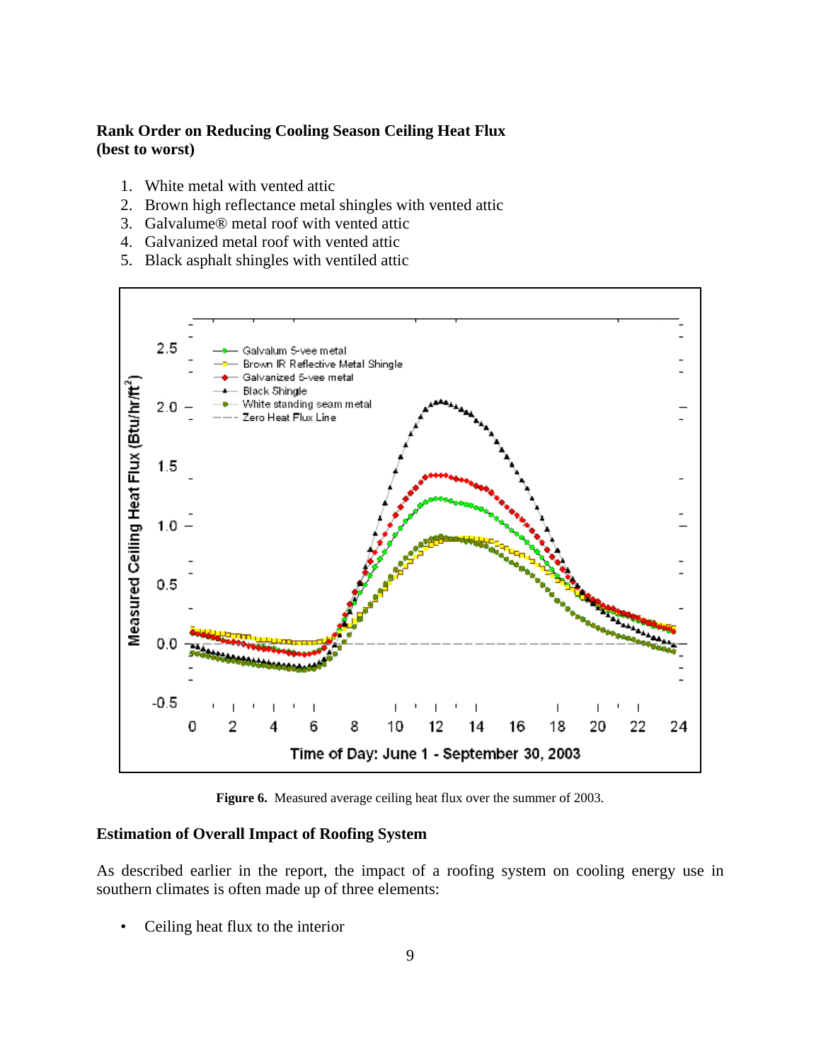**Rank Order on Reducing Cooling Season Ceiling Heat Flux (best to worst)**

1. White metal with vented attic
2. Brown high reflectance metal shingles with vented attic
3. Galvalume® metal roof with vented attic
4. Galvanized metal roof with vented attic
5. Black asphalt shingles with ventiled attic

Measured Ceiling Heat Flux (Btu/hr/ft$^2$)

2.5
2.0
1.5
1.0
0.5
0.0
-0.5

0 2 4 6 8 10 12 14 16 18 20 22 24

Time of Day: June 1 - September 30, 2003

Galvalum 5-vee metal
Brown IR Reflective Metal Shingle
Galvanized 5-vee metal
Black Shingle
White standing seam metal
Zero Heat Flux Line

**Figure 6.** Measured average ceiling heat flux over the summer of 2003.

**Estimation of Overall Impact of Roofing System**

As described earlier in the report, the impact of a roofing system on cooling energy use in southern climates is often made up of three elements:

- Ceiling heat flux to the interior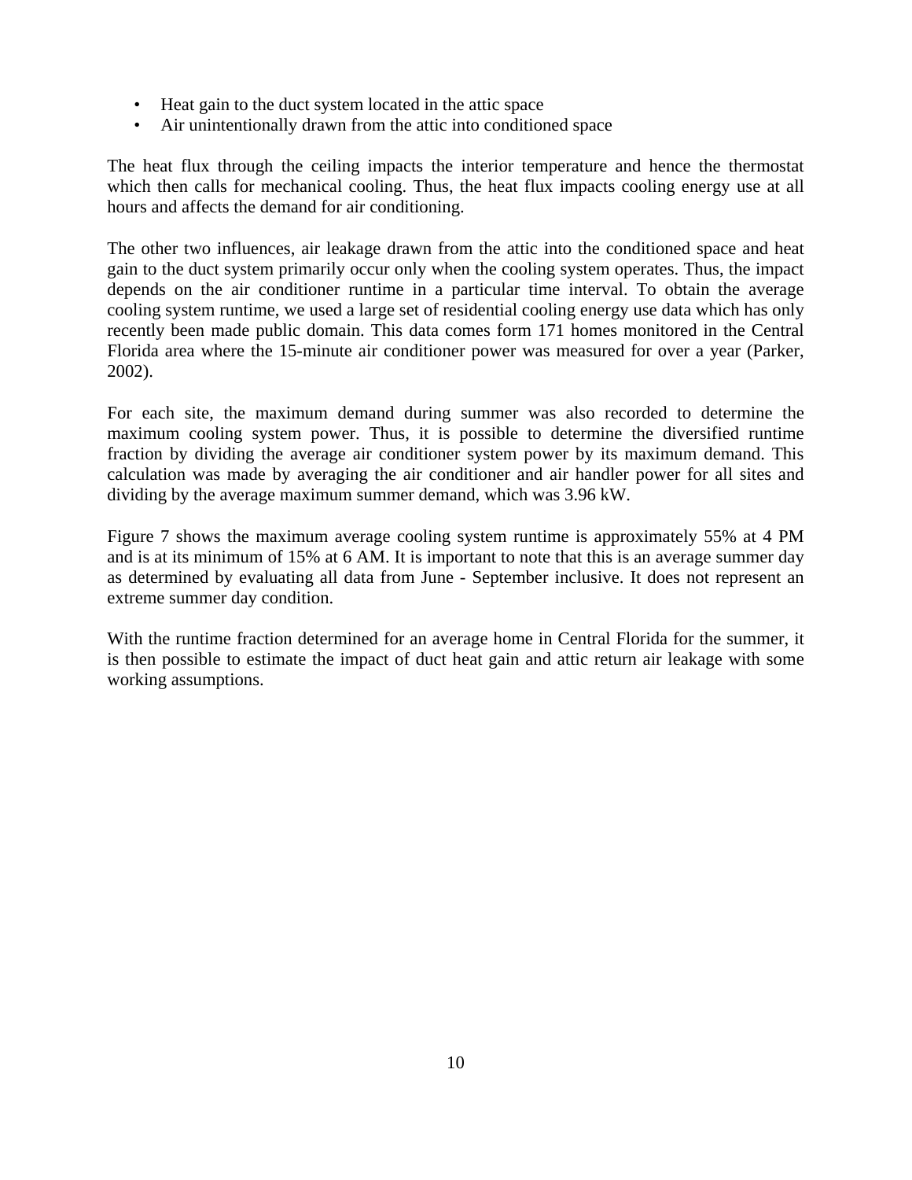- Heat gain to the duct system located in the attic space
- Air unintentionally drawn from the attic into conditioned space

The heat flux through the ceiling impacts the interior temperature and hence the thermostat which then calls for mechanical cooling. Thus, the heat flux impacts cooling energy use at all hours and affects the demand for air conditioning.

The other two influences, air leakage drawn from the attic into the conditioned space and heat gain to the duct system primarily occur only when the cooling system operates. Thus, the impact depends on the air conditioner runtime in a particular time interval. To obtain the average cooling system runtime, we used a large set of residential cooling energy use data which has only recently been made public domain. This data comes form 171 homes monitored in the Central Florida area where the 15-minute air conditioner power was measured for over a year (Parker, 2002).

For each site, the maximum demand during summer was also recorded to determine the maximum cooling system power. Thus, it is possible to determine the diversified runtime fraction by dividing the average air conditioner system power by its maximum demand. This calculation was made by averaging the air conditioner and air handler power for all sites and dividing by the average maximum summer demand, which was 3.96 kW.

Figure 7 shows the maximum average cooling system runtime is approximately 55% at 4 PM and is at its minimum of 15% at 6 AM. It is important to note that this is an average summer day as determined by evaluating all data from June - September inclusive. It does not represent an extreme summer day condition.

With the runtime fraction determined for an average home in Central Florida for the summer, it is then possible to estimate the impact of duct heat gain and attic return air leakage with some working assumptions.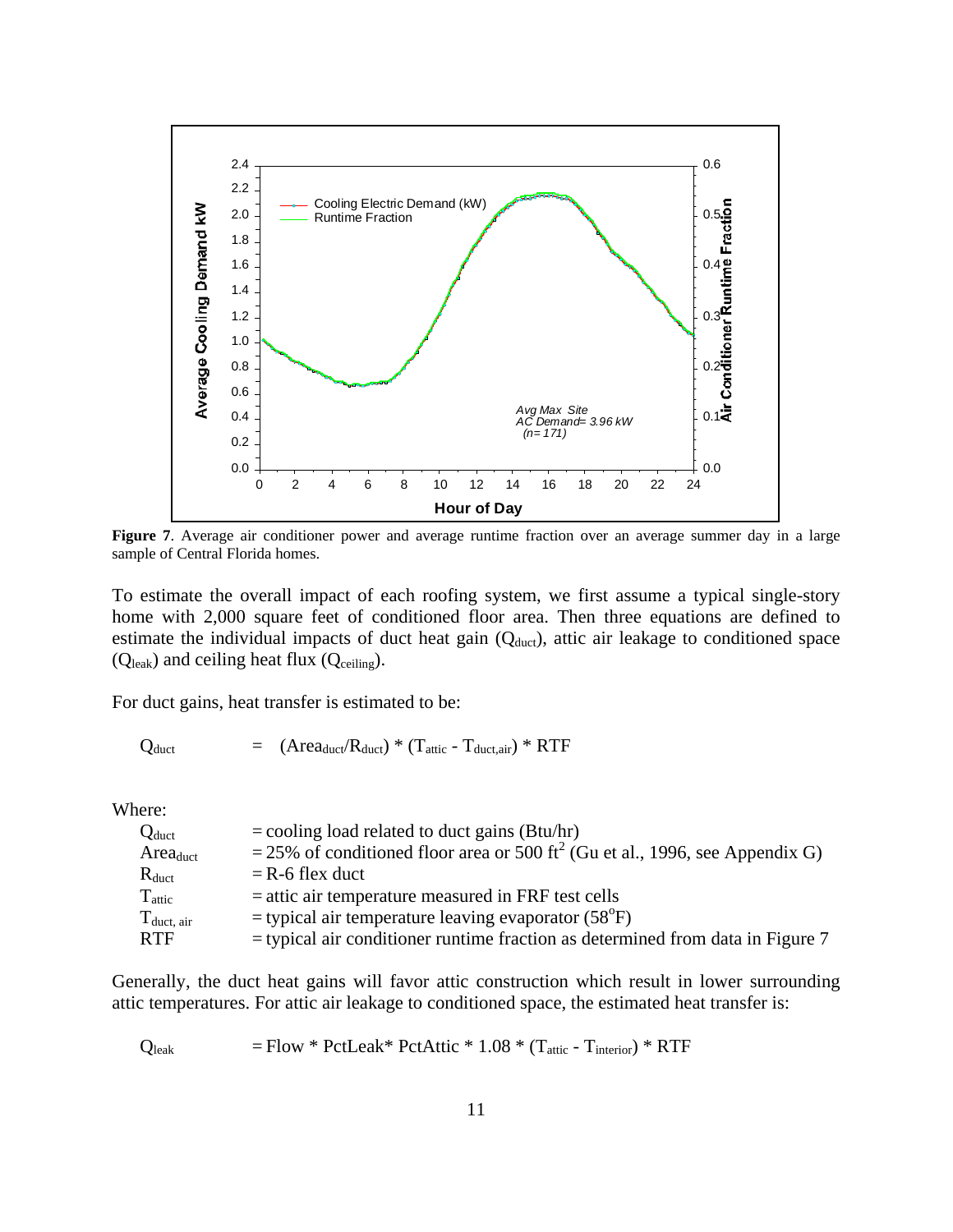2.4
2.2
2.0
1.8
1.6
1.4
1.2
1.0
0.8
0.6
0.4
0.2
0.0

0.6
0.5
0.4
0.3
0.2
0.1
0.0

0 2 4 6 8 10 12 14 16 18 20 22 24

Average Cooling Demand kW

Air Conditioner Runtime Fraction

Hour of Day

Cooling Electric Demand (kW)
Runtime Fraction

*Avg Max Site*
*AC Demand= 3.96 kW*
*(n= 171)*

**Figure 7**. Average air conditioner power and average runtime fraction over an average summer day in a large sample of Central Florida homes.

To estimate the overall impact of each roofing system, we first assume a typical single-story home with 2,000 square feet of conditioned floor area. Then three equations are defined to estimate the individual impacts of duct heat gain ($Q_{duct}$), attic air leakage to conditioned space ($Q_{leak}$) and ceiling heat flux ($Q_{ceiling}$).

For duct gains, heat transfer is estimated to be:

$$Q_{duct} = (Area_{duct}/R_{duct}) * (T_{attic} - T_{duct,air}) * RTF$$

Where:

| | |
|---|---|
| $Q_{duct}$ | = cooling load related to duct gains (Btu/hr) |
| $Area_{duct}$ | = 25% of conditioned floor area or 500 $ft^2$ (Gu et al., 1996, see Appendix G) |
| $R_{duct}$ | = R-6 flex duct |
| $T_{attic}$ | = attic air temperature measured in FRF test cells |
| $T_{duct, air}$ | = typical air temperature leaving evaporator (58$^{o}$F) |
| RTF | = typical air conditioner runtime fraction as determined from data in Figure 7 |

Generally, the duct heat gains will favor attic construction which result in lower surrounding attic temperatures. For attic air leakage to conditioned space, the estimated heat transfer is:

$$Q_{leak} = Flow * PctLeak * PctAttic * 1.08 * (T_{attic} - T_{interior}) * RTF$$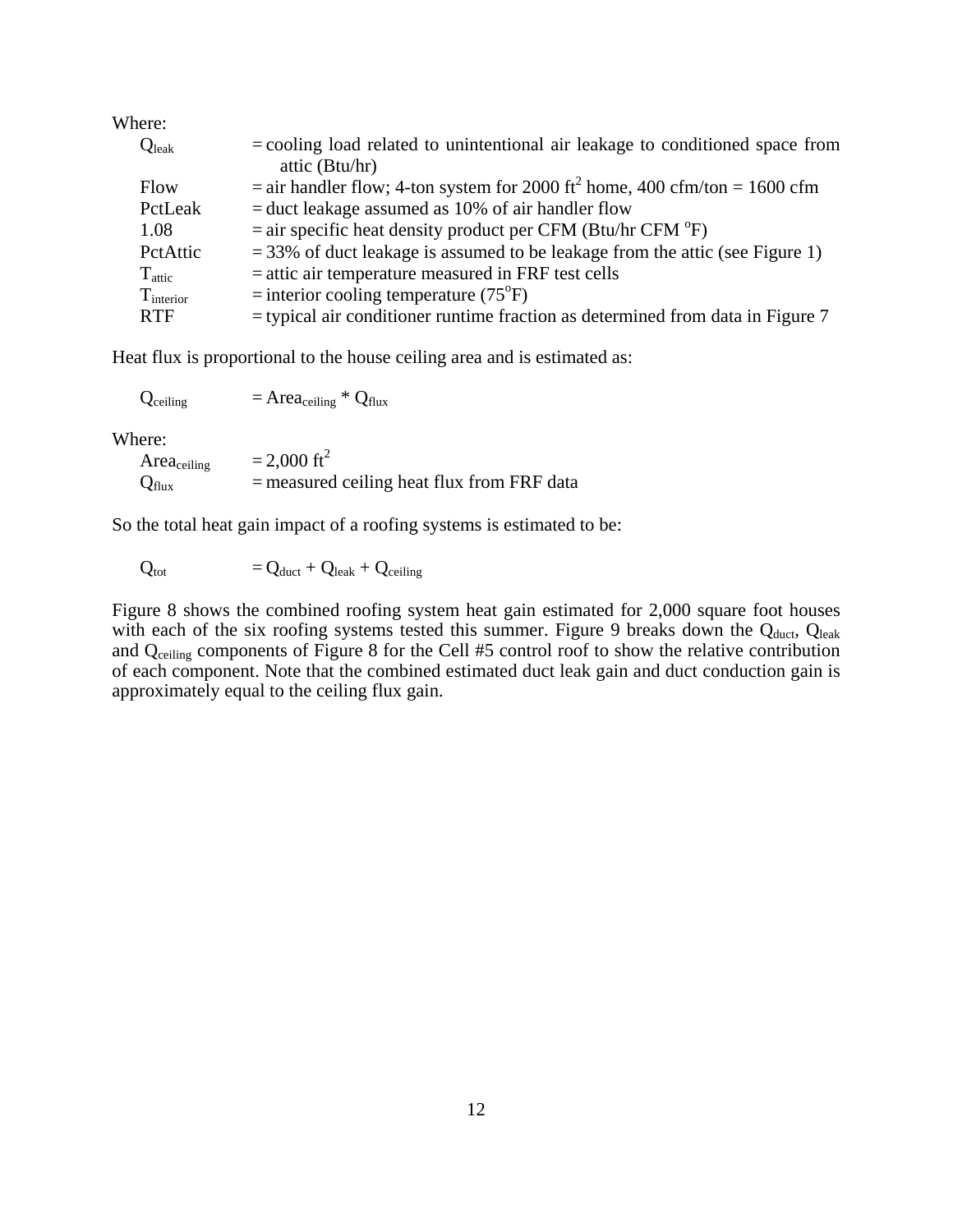Where:

| | |
|---|---|
| $Q_{leak}$ | = cooling load related to unintentional air leakage to conditioned space from attic (Btu/hr) |
| Flow | = air handler flow; 4-ton system for 2000 ft$^2$ home, 400 cfm/ton = 1600 cfm |
| PctLeak | = duct leakage assumed as 10% of air handler flow |
| 1.08 | = air specific heat density product per CFM (Btu/hr CFM $^o$F) |
| PctAttic | = 33% of duct leakage is assumed to be leakage from the attic (see Figure 1) |
| $T_{attic}$ | = attic air temperature measured in FRF test cells |
| $T_{interior}$ | = interior cooling temperature (75$^o$F) |
| RTF | = typical air conditioner runtime fraction as determined from data in Figure 7 |

Heat flux is proportional to the house ceiling area and is estimated as:

$$Q_{ceiling} = Area_{ceiling} * Q_{flux}$$

Where:

| | |
|---|---|
| $Area_{ceiling}$ | = 2,000 ft$^2$ |
| $Q_{flux}$ | = measured ceiling heat flux from FRF data |

So the total heat gain impact of a roofing systems is estimated to be:

$$Q_{tot} = Q_{duct} + Q_{leak} + Q_{ceiling}$$

Figure 8 shows the combined roofing system heat gain estimated for 2,000 square foot houses with each of the six roofing systems tested this summer. Figure 9 breaks down the $Q_{duct}$, $Q_{leak}$ and $Q_{ceiling}$ components of Figure 8 for the Cell #5 control roof to show the relative contribution of each component. Note that the combined estimated duct leak gain and duct conduction gain is approximately equal to the ceiling flux gain.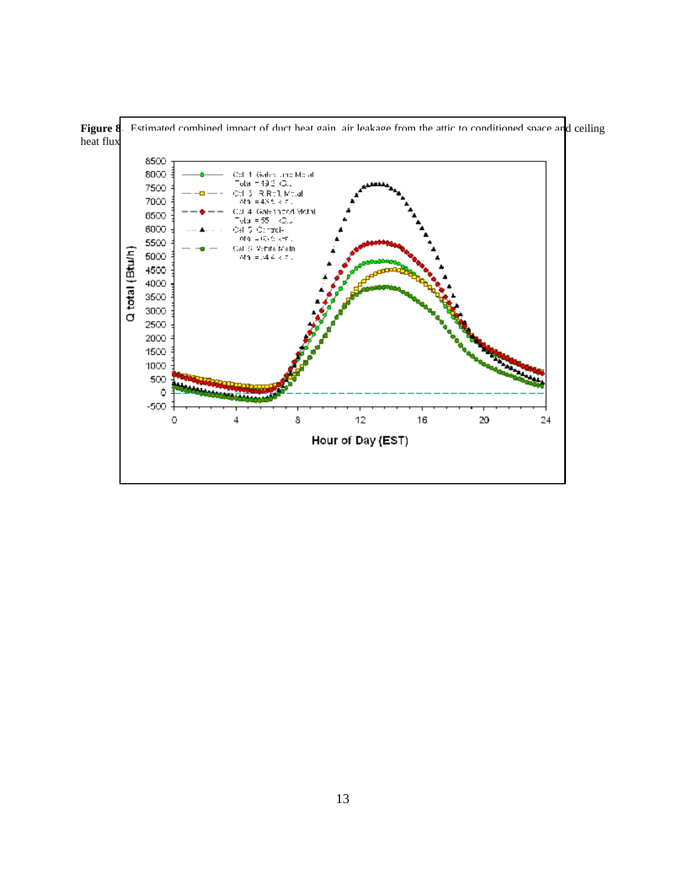**Figure 8**. Estimated combined impact of duct heat gain, air leakage from the attic to conditioned space and ceiling heat flux

Q total (Btu/h)

8500
8000
7500
7000
6500
6000
5500
5000
4500
4000
3500
3000
2500
2000
1500
1000
500
0
-500

Cell 1 Galvalume Metal
Total = 49.3 kBtu
Cell 3 IR Refl. Metal
Total = 45.5 kBtu
Cell 4 Galvanized Metal
Total = 55 kBtu
Cell 5 Control
Total = 70.9 kBtu
Cell 6 White Metal
Total = 34.4 kBtu

0
4
8
12
16
20
24

Hour of Day (EST)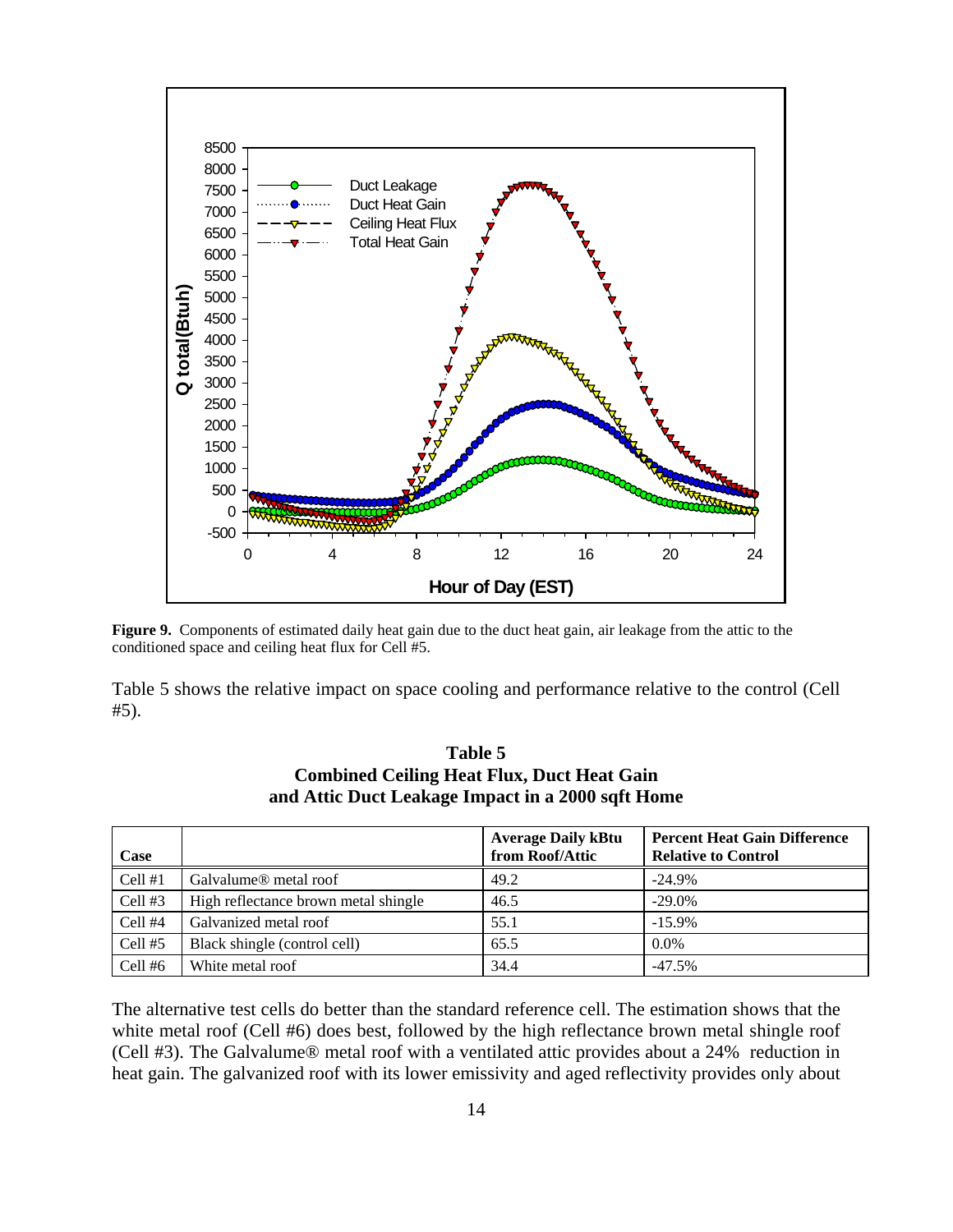8500
8000
7500
7000
6500
6000
5500
5000
4500
4000
3500
3000
2500
2000
1500
1000
500
0
-500

Q total(Btuh)

0 4 8 12 16 20 24

Hour of Day (EST)

Duct Leakage
Duct Heat Gain
Ceiling Heat Flux
Total Heat Gain

**Figure 9.** Components of estimated daily heat gain due to the duct heat gain, air leakage from the attic to the conditioned space and ceiling heat flux for Cell #5.

Table 5 shows the relative impact on space cooling and performance relative to the control (Cell #5).

**Table 5**
**Combined Ceiling Heat Flux, Duct Heat Gain and Attic Duct Leakage Impact in a 2000 sqft Home**

| Case | | Average Daily kBtu from Roof/Attic | Percent Heat Gain Difference Relative to Control |
|---|---|---|---|
| Cell #1 | Galvalume® metal roof | 49.2 | -24.9% |
| Cell #3 | High reflectance brown metal shingle | 46.5 | -29.0% |
| Cell #4 | Galvanized metal roof | 55.1 | -15.9% |
| Cell #5 | Black shingle (control cell) | 65.5 | 0.0% |
| Cell #6 | White metal roof | 34.4 | -47.5% |

The alternative test cells do better than the standard reference cell. The estimation shows that the white metal roof (Cell #6) does best, followed by the high reflectance brown metal shingle roof (Cell #3). The Galvalume® metal roof with a ventilated attic provides about a 24% reduction in heat gain. The galvanized roof with its lower emissivity and aged reflectivity provides only about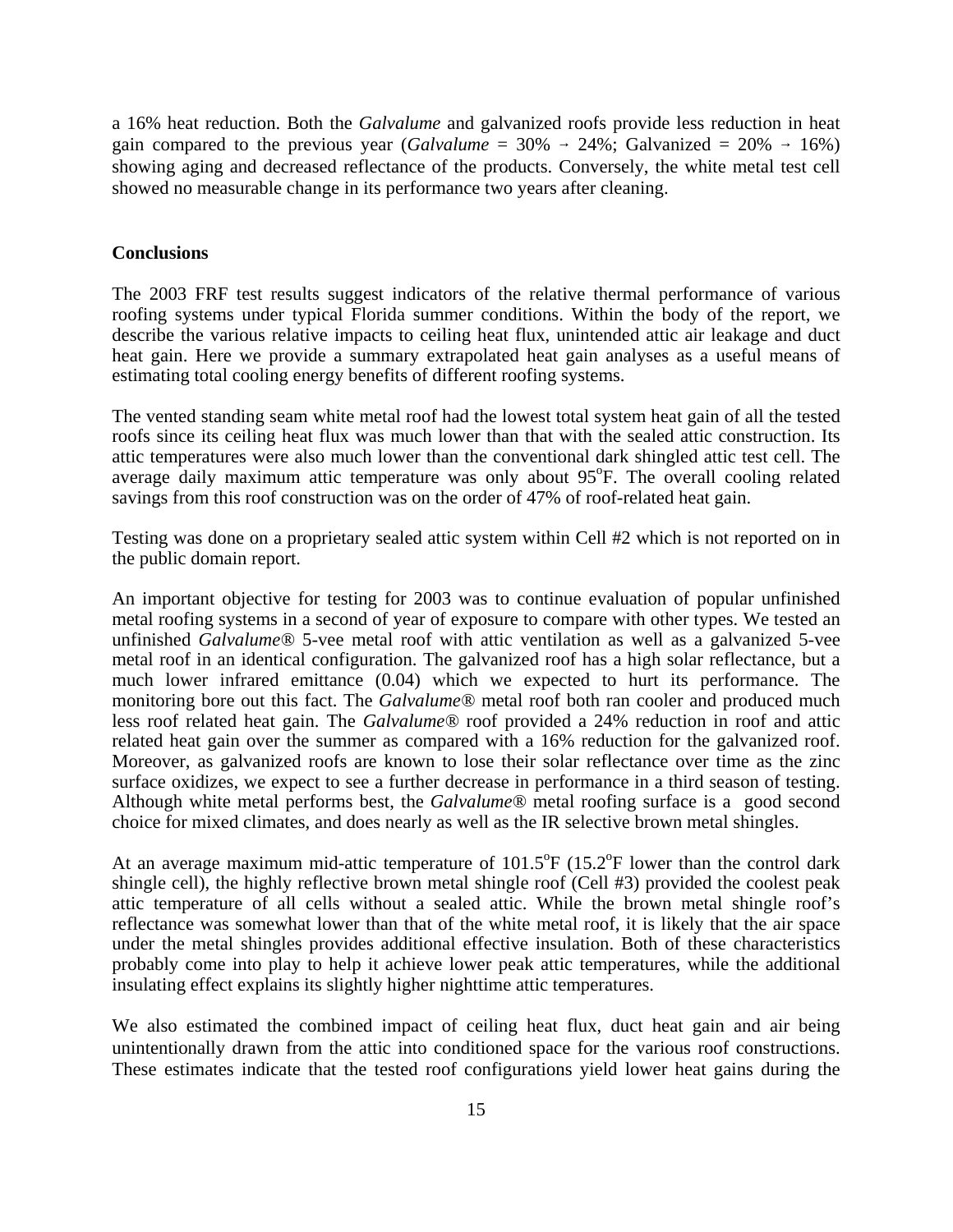a 16% heat reduction. Both the *Galvalume* and galvanized roofs provide less reduction in heat gain compared to the previous year (*Galvalume* = 30% → 24%; Galvanized = 20% → 16%) showing aging and decreased reflectance of the products. Conversely, the white metal test cell showed no measurable change in its performance two years after cleaning.

## Conclusions

The 2003 FRF test results suggest indicators of the relative thermal performance of various roofing systems under typical Florida summer conditions. Within the body of the report, we describe the various relative impacts to ceiling heat flux, unintended attic air leakage and duct heat gain. Here we provide a summary extrapolated heat gain analyses as a useful means of estimating total cooling energy benefits of different roofing systems.

The vented standing seam white metal roof had the lowest total system heat gain of all the tested roofs since its ceiling heat flux was much lower than that with the sealed attic construction. Its attic temperatures were also much lower than the conventional dark shingled attic test cell. The average daily maximum attic temperature was only about 95°F. The overall cooling related savings from this roof construction was on the order of 47% of roof-related heat gain.

Testing was done on a proprietary sealed attic system within Cell #2 which is not reported on in the public domain report.

An important objective for testing for 2003 was to continue evaluation of popular unfinished metal roofing systems in a second of year of exposure to compare with other types. We tested an unfinished *Galvalume*® 5-vee metal roof with attic ventilation as well as a galvanized 5-vee metal roof in an identical configuration. The galvanized roof has a high solar reflectance, but a much lower infrared emittance (0.04) which we expected to hurt its performance. The monitoring bore out this fact. The *Galvalume*® metal roof both ran cooler and produced much less roof related heat gain. The *Galvalume*® roof provided a 24% reduction in roof and attic related heat gain over the summer as compared with a 16% reduction for the galvanized roof. Moreover, as galvanized roofs are known to lose their solar reflectance over time as the zinc surface oxidizes, we expect to see a further decrease in performance in a third season of testing. Although white metal performs best, the *Galvalume*® metal roofing surface is a good second choice for mixed climates, and does nearly as well as the IR selective brown metal shingles.

At an average maximum mid-attic temperature of 101.5°F (15.2°F lower than the control dark shingle cell), the highly reflective brown metal shingle roof (Cell #3) provided the coolest peak attic temperature of all cells without a sealed attic. While the brown metal shingle roof's reflectance was somewhat lower than that of the white metal roof, it is likely that the air space under the metal shingles provides additional effective insulation. Both of these characteristics probably come into play to help it achieve lower peak attic temperatures, while the additional insulating effect explains its slightly higher nighttime attic temperatures.

We also estimated the combined impact of ceiling heat flux, duct heat gain and air being unintentionally drawn from the attic into conditioned space for the various roof constructions. These estimates indicate that the tested roof configurations yield lower heat gains during the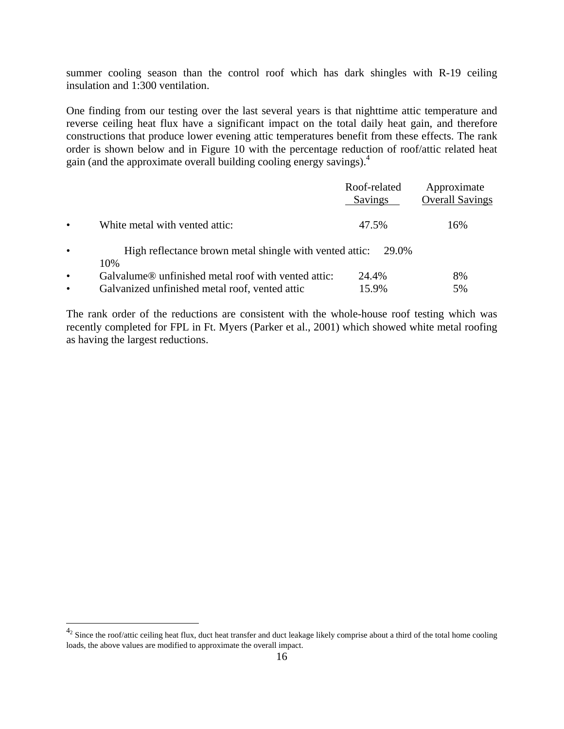summer cooling season than the control roof which has dark shingles with R-19 ceiling insulation and 1:300 ventilation.

One finding from our testing over the last several years is that nighttime attic temperature and reverse ceiling heat flux have a significant impact on the total daily heat gain, and therefore constructions that produce lower evening attic temperatures benefit from these effects. The rank order is shown below and in Figure 10 with the percentage reduction of roof/attic related heat gain (and the approximate overall building cooling energy savings).[4]

| | Roof-related Savings | Approximate Overall Savings |
|---|---|---|
| • White metal with vented attic: | 47.5% | 16% |
| • High reflectance brown metal shingle with vented attic: | 29.0% | 10% |
| • Galvalume® unfinished metal roof with vented attic: | 24.4% | 8% |
| • Galvanized unfinished metal roof, vented attic | 15.9% | 5% |

The rank order of the reductions are consistent with the whole-house roof testing which was recently completed for FPL in Ft. Myers (Parker et al., 2001) which showed white metal roofing as having the largest reductions.

---

[4][2] Since the roof/attic ceiling heat flux, duct heat transfer and duct leakage likely comprise about a third of the total home cooling loads, the above values are modified to approximate the overall impact.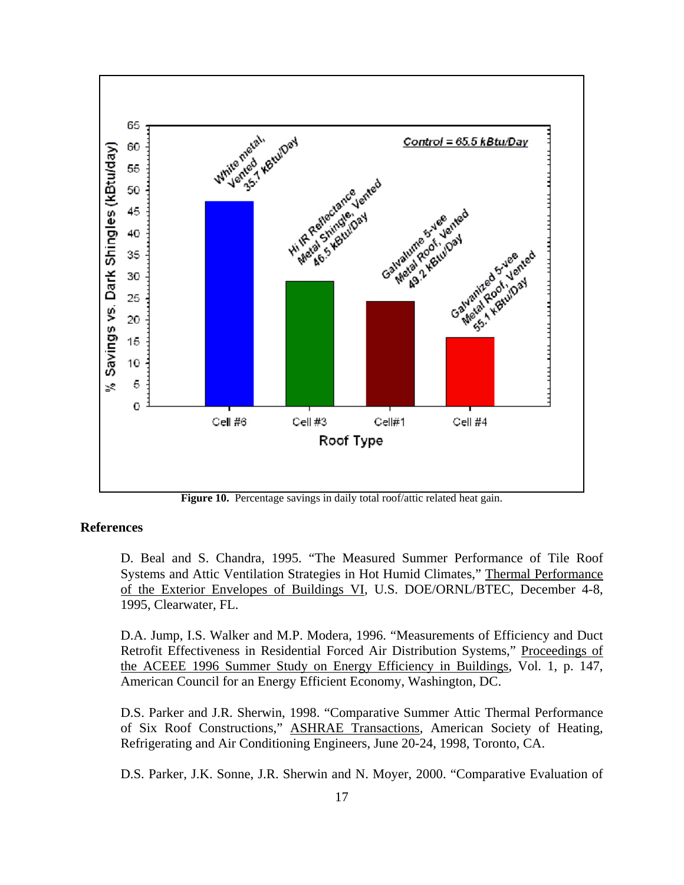% Savings vs. Dark Shingles (kBtu/day)

65
60
55
50
45
40
35
30
25
20
15
10
5
0

Control = 65.5 kBtu/Day

White metal, Vented 35.7 kBtu/Day

Hi IR Reflectance Metal Shingle, Vented 46.5 kBtu/Day

Galvalume 5-vee Metal Roof, Vented 49.2 kBtu/Day

Galvanized 5-vee Metal Roof, Vented 55.1 kBtu/Day

Cell #6
Cell #3
Cell#1
Cell #4

Roof Type

**Figure 10.** Percentage savings in daily total roof/attic related heat gain.

## References

D. Beal and S. Chandra, 1995. "The Measured Summer Performance of Tile Roof Systems and Attic Ventilation Strategies in Hot Humid Climates," Thermal Performance of the Exterior Envelopes of Buildings VI, U.S. DOE/ORNL/BTEC, December 4-8, 1995, Clearwater, FL.

D.A. Jump, I.S. Walker and M.P. Modera, 1996. "Measurements of Efficiency and Duct Retrofit Effectiveness in Residential Forced Air Distribution Systems," Proceedings of the ACEEE 1996 Summer Study on Energy Efficiency in Buildings, Vol. 1, p. 147, American Council for an Energy Efficient Economy, Washington, DC.

D.S. Parker and J.R. Sherwin, 1998. "Comparative Summer Attic Thermal Performance of Six Roof Constructions," ASHRAE Transactions, American Society of Heating, Refrigerating and Air Conditioning Engineers, June 20-24, 1998, Toronto, CA.

D.S. Parker, J.K. Sonne, J.R. Sherwin and N. Moyer, 2000. "Comparative Evaluation of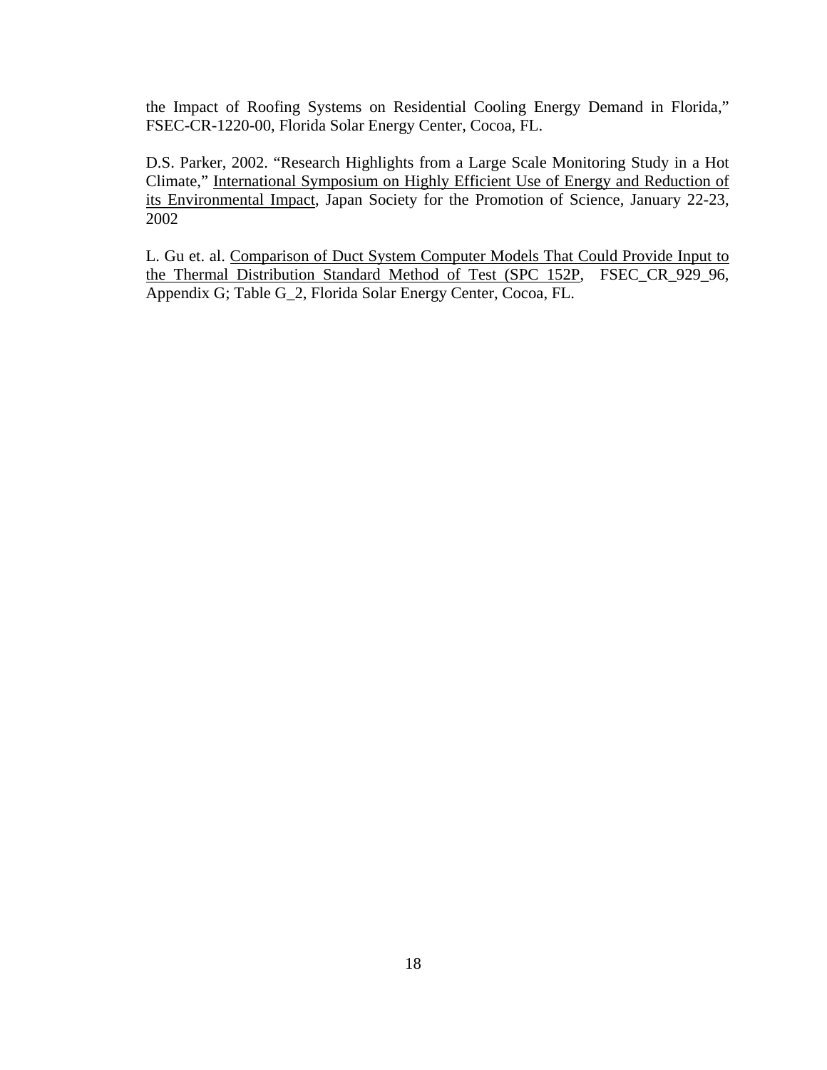the Impact of Roofing Systems on Residential Cooling Energy Demand in Florida," FSEC-CR-1220-00, Florida Solar Energy Center, Cocoa, FL.

D.S. Parker, 2002. "Research Highlights from a Large Scale Monitoring Study in a Hot Climate," International Symposium on Highly Efficient Use of Energy and Reduction of its Environmental Impact, Japan Society for the Promotion of Science, January 22-23, 2002

L. Gu et. al. Comparison of Duct System Computer Models That Could Provide Input to the Thermal Distribution Standard Method of Test (SPC 152P, FSEC_CR_929_96, Appendix G; Table G_2, Florida Solar Energy Center, Cocoa, FL.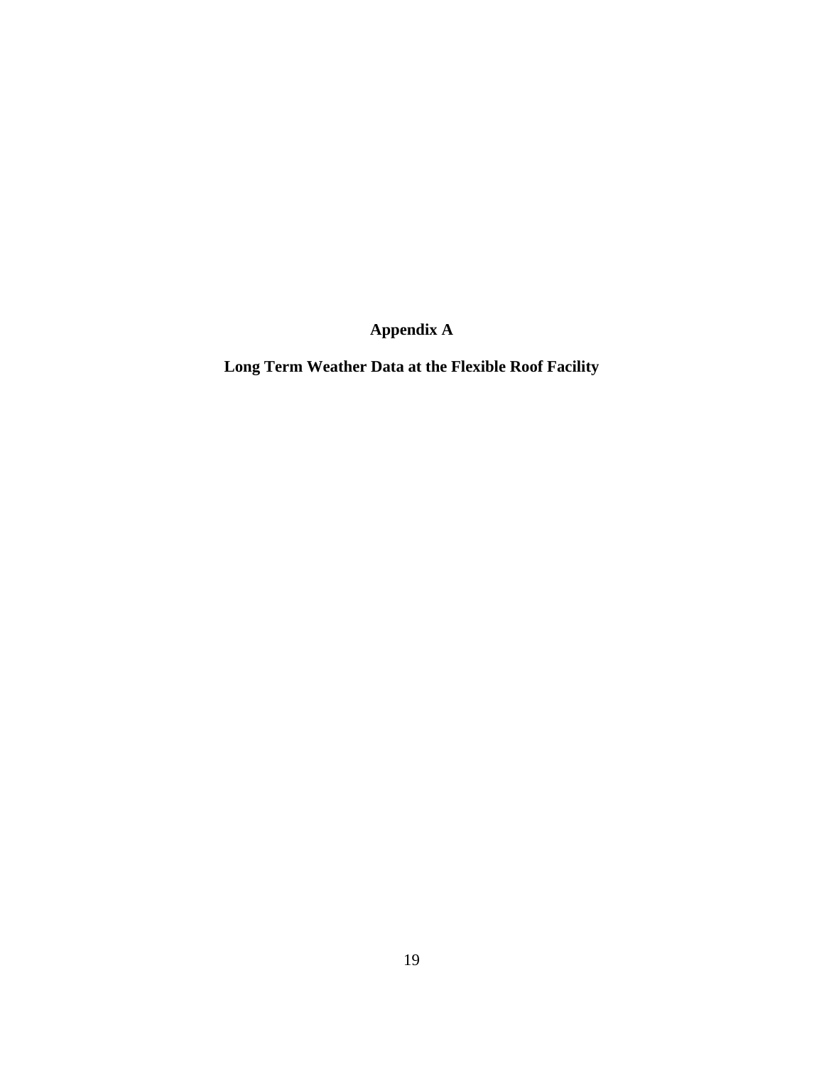# Appendix A

## Long Term Weather Data at the Flexible Roof Facility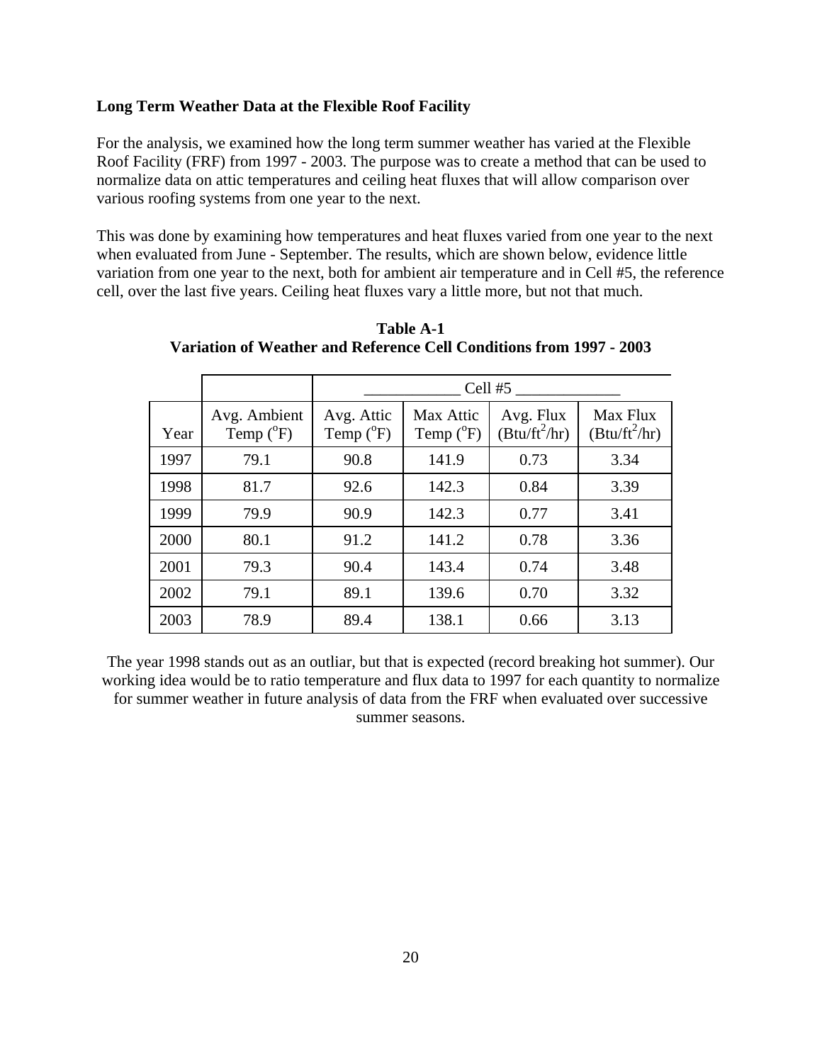**Long Term Weather Data at the Flexible Roof Facility**

For the analysis, we examined how the long term summer weather has varied at the Flexible Roof Facility (FRF) from 1997 - 2003. The purpose was to create a method that can be used to normalize data on attic temperatures and ceiling heat fluxes that will allow comparison over various roofing systems from one year to the next.

This was done by examining how temperatures and heat fluxes varied from one year to the next when evaluated from June - September. The results, which are shown below, evidence little variation from one year to the next, both for ambient air temperature and in Cell #5, the reference cell, over the last five years. Ceiling heat fluxes vary a little more, but not that much.

**Table A-1**
**Variation of Weather and Reference Cell Conditions from 1997 - 2003**

| | | Cell #5 | | | |
|---|---|---|---|---|---|
| Year | Avg. Ambient Temp (°F) | Avg. Attic Temp (°F) | Max Attic Temp (°F) | Avg. Flux (Btu/ft$^2$/hr) | Max Flux (Btu/ft$^2$/hr) |
| 1997 | 79.1 | 90.8 | 141.9 | 0.73 | 3.34 |
| 1998 | 81.7 | 92.6 | 142.3 | 0.84 | 3.39 |
| 1999 | 79.9 | 90.9 | 142.3 | 0.77 | 3.41 |
| 2000 | 80.1 | 91.2 | 141.2 | 0.78 | 3.36 |
| 2001 | 79.3 | 90.4 | 143.4 | 0.74 | 3.48 |
| 2002 | 79.1 | 89.1 | 139.6 | 0.70 | 3.32 |
| 2003 | 78.9 | 89.4 | 138.1 | 0.66 | 3.13 |

The year 1998 stands out as an outliar, but that is expected (record breaking hot summer). Our working idea would be to ratio temperature and flux data to 1997 for each quantity to normalize for summer weather in future analysis of data from the FRF when evaluated over successive summer seasons.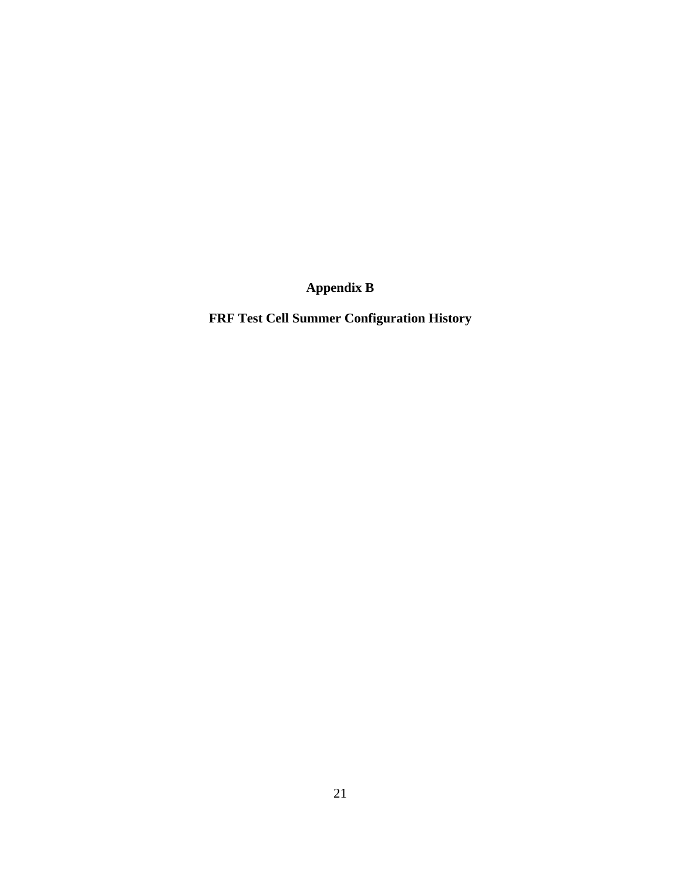# Appendix B

## FRF Test Cell Summer Configuration History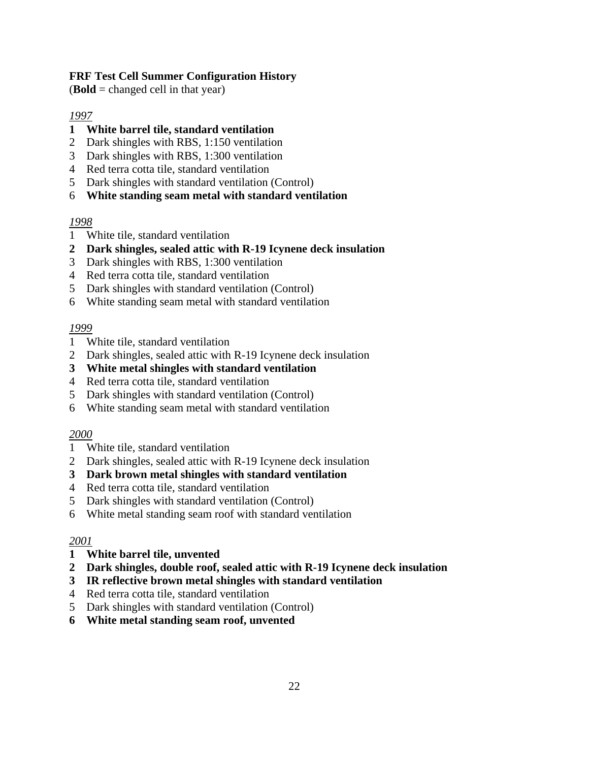**FRF Test Cell Summer Configuration History**
(**Bold** = changed cell in that year)

*1997*

**1 White barrel tile, standard ventilation**
2 Dark shingles with RBS, 1:150 ventilation
3 Dark shingles with RBS, 1:300 ventilation
4 Red terra cotta tile, standard ventilation
5 Dark shingles with standard ventilation (Control)
6 **White standing seam metal with standard ventilation**

*1998*

1 White tile, standard ventilation
**2 Dark shingles, sealed attic with R-19 Icynene deck insulation**
3 Dark shingles with RBS, 1:300 ventilation
4 Red terra cotta tile, standard ventilation
5 Dark shingles with standard ventilation (Control)
6 White standing seam metal with standard ventilation

*1999*

1 White tile, standard ventilation
2 Dark shingles, sealed attic with R-19 Icynene deck insulation
**3 White metal shingles with standard ventilation**
4 Red terra cotta tile, standard ventilation
5 Dark shingles with standard ventilation (Control)
6 White standing seam metal with standard ventilation

*2000*

1 White tile, standard ventilation
2 Dark shingles, sealed attic with R-19 Icynene deck insulation
**3 Dark brown metal shingles with standard ventilation**
4 Red terra cotta tile, standard ventilation
5 Dark shingles with standard ventilation (Control)
6 White metal standing seam roof with standard ventilation

*2001*

**1 White barrel tile, unvented**
**2 Dark shingles, double roof, sealed attic with R-19 Icynene deck insulation**
**3 IR reflective brown metal shingles with standard ventilation**
4 Red terra cotta tile, standard ventilation
5 Dark shingles with standard ventilation (Control)
**6 White metal standing seam roof, unvented**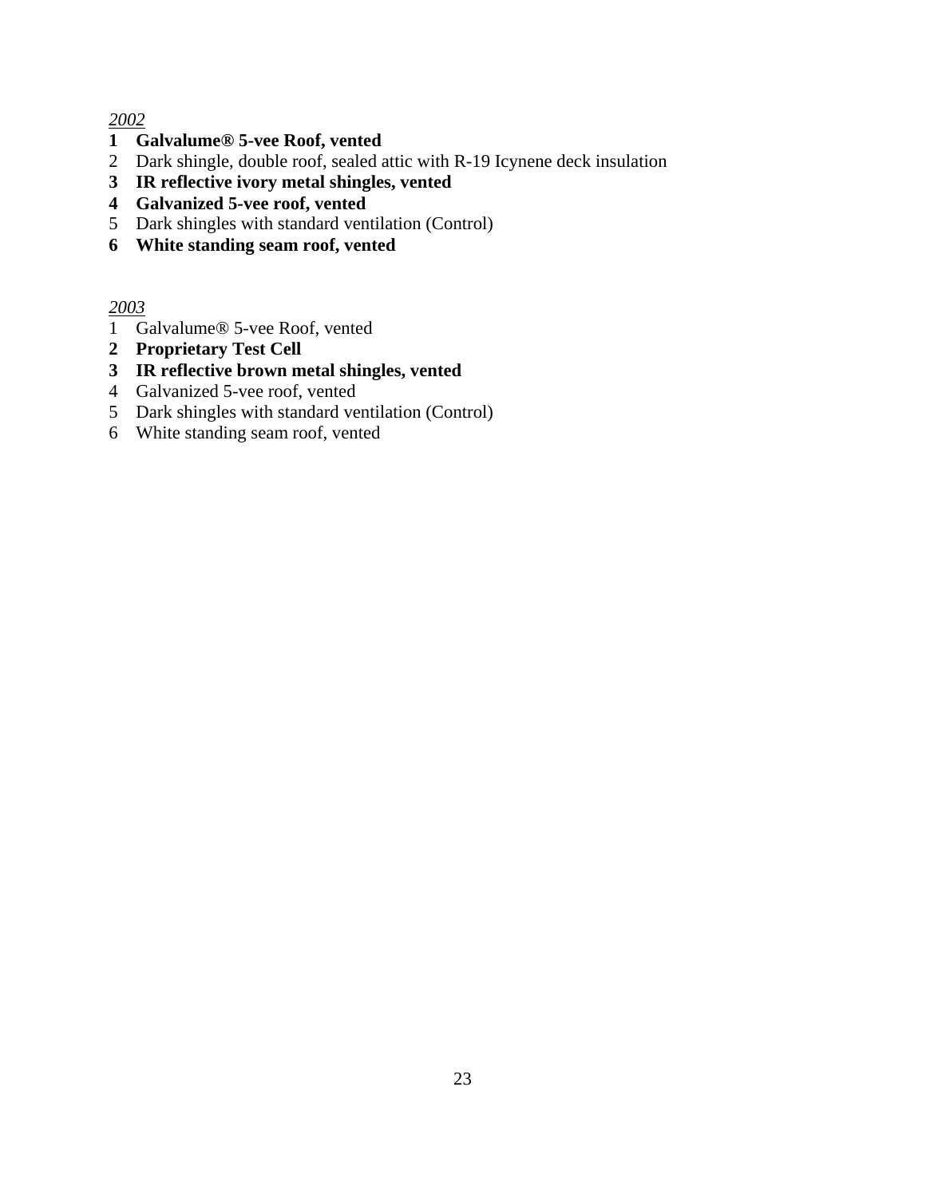*2002*

**1 Galvalume® 5-vee Roof, vented**
2 Dark shingle, double roof, sealed attic with R-19 Icynene deck insulation
**3 IR reflective ivory metal shingles, vented**
**4 Galvanized 5-vee roof, vented**
5 Dark shingles with standard ventilation (Control)
**6 White standing seam roof, vented**

*2003*

1 Galvalume® 5-vee Roof, vented
**2 Proprietary Test Cell**
**3 IR reflective brown metal shingles, vented**
4 Galvanized 5-vee roof, vented
5 Dark shingles with standard ventilation (Control)
6 White standing seam roof, vented